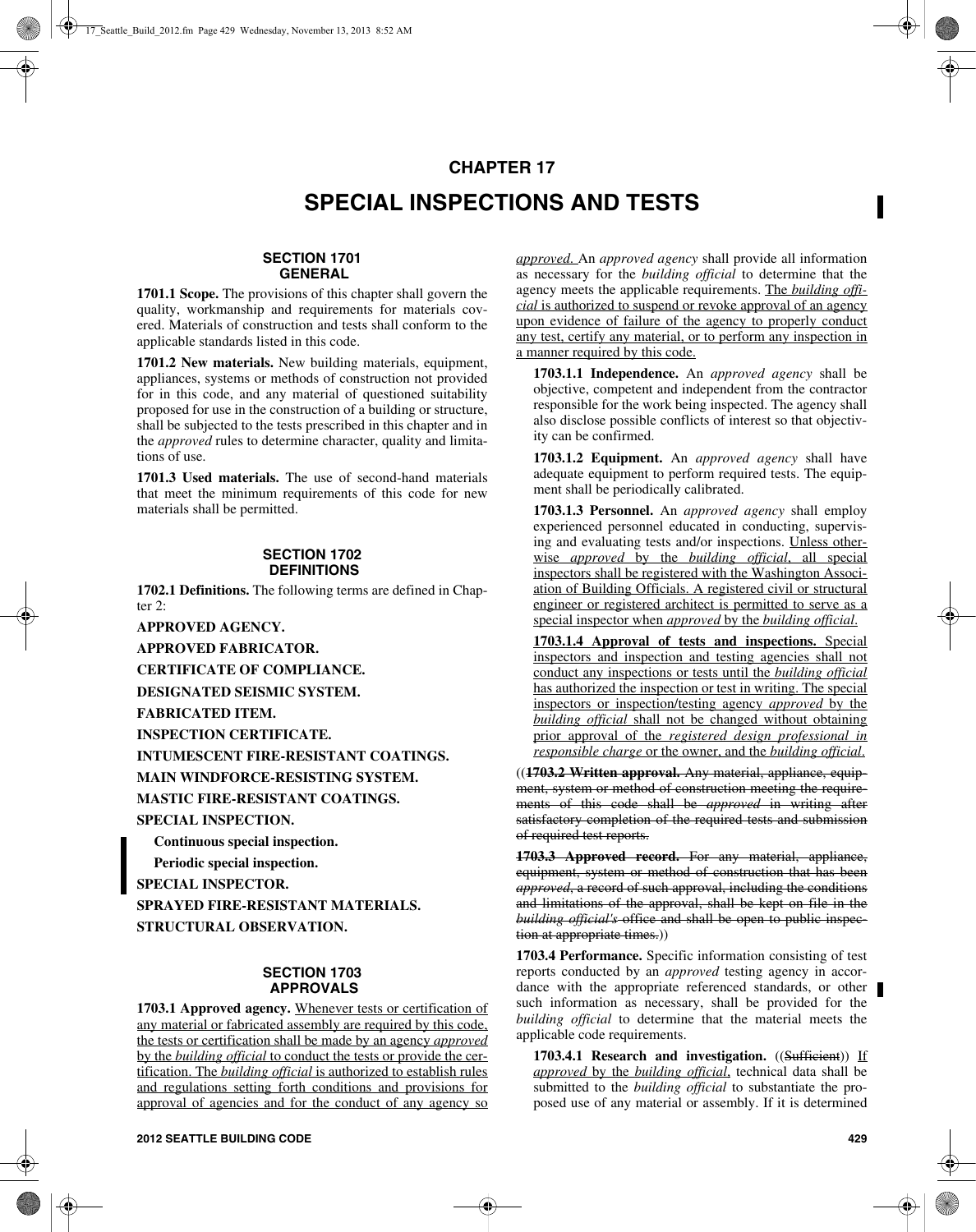# CHAPTER 17

# SPECIAL INSPECTIONS AND TESTS

## SECTION 1701 GENERAL

**1701.1 Scope.** The provisions of this chapter shall govern the quality, workmanship and requirements for materials covered. Materials of construction and tests shall conform to the applicable standards listed in this code.

**1701.2 New materials.** New building materials, equipment, appliances, systems or methods of construction not provided for in this code, and any material of questioned suitability proposed for use in the construction of a building or structure, shall be subjected to the tests prescribed in this chapter and in the *approved* rules to determine character, quality and limitations of use.

**1701.3 Used materials.** The use of second-hand materials that meet the minimum requirements of this code for new materials shall be permitted.

## SECTION 1702 DEFINITIONS

**1702.1 Definitions.** The following terms are defined in Chapter 2:

**APPROVED AGENCY.**

**APPROVED FABRICATOR.**

**CERTIFICATE OF COMPLIANCE.**

**DESIGNATED SEISMIC SYSTEM.**

**FABRICATED ITEM.**

**INSPECTION CERTIFICATE.**

**INTUMESCENT FIRE-RESISTANT COATINGS.**

**MAIN WINDFORCE-RESISTING SYSTEM.**

**MASTIC FIRE-RESISTANT COATINGS.**

**SPECIAL INSPECTION.**

**Continuous special inspection.**

**Periodic special inspection.**

**SPECIAL INSPECTOR.**

**SPRAYED FIRE-RESISTANT MATERIALS.**

**STRUCTURAL OBSERVATION.**

## SECTION 1703 APPROVALS

**1703.1 Approved agency.** Whenever tests or certification of any material or fabricated assembly are required by this code, the tests or certification shall be made by an agency *approved* by the *building official* to conduct the tests or provide the certification. The *building official* is authorized to establish rules and regulations setting forth conditions and provisions for approval of agencies and for the conduct of any agency so *approved*. An *approved agency* shall provide all information as necessary for the *building official* to determine that the agency meets the applicable requirements. The *building official* is authorized to suspend or revoke approval of an agency upon evidence of failure of the agency to properly conduct any test, certify any material, or to perform any inspection in a manner required by this code.

**1703.1.1 Independence.** An *approved agency* shall be objective, competent and independent from the contractor responsible for the work being inspected. The agency shall also disclose possible conflicts of interest so that objectivity can be confirmed.

**1703.1.2 Equipment.** An *approved agency* shall have adequate equipment to perform required tests. The equipment shall be periodically calibrated.

**1703.1.3 Personnel.** An *approved agency* shall employ experienced personnel educated in conducting, supervising and evaluating tests and/or inspections. Unless otherwise *approved* by the *building official*, all special inspectors shall be registered with the Washington Association of Building Officials. A registered civil or structural engineer or registered architect is permitted to serve as a special inspector when *approved* by the *building official*.

**1703.1.4 Approval of tests and inspections.** Special inspectors and inspection and testing agencies shall not conduct any inspections or tests until the *building official* has authorized the inspection or test in writing. The special inspectors or inspection/testing agency *approved* by the *building official* shall not be changed without obtaining prior approval of the *registered design professional in responsible charge* or the owner, and the *building official*.

((~~**1703.2 Written approval.** Any material, appliance, equipment, system or method of construction meeting the requirements of this code shall be *approved* in writing after satisfactory completion of the required tests and submission of required test reports.~~

~~**1703.3 Approved record.** For any material, appliance, equipment, system or method of construction that has been *approved*, a record of such approval, including the conditions and limitations of the approval, shall be kept on file in the *building official's* office and shall be open to public inspection at appropriate times.~~))

**1703.4 Performance.** Specific information consisting of test reports conducted by an *approved* testing agency in accordance with the appropriate referenced standards, or other such information as necessary, shall be provided for the *building official* to determine that the material meets the applicable code requirements.

**1703.4.1 Research and investigation.** ((~~Sufficient~~)) If *approved* by the *building official*, technical data shall be submitted to the *building official* to substantiate the proposed use of any material or assembly. If it is determined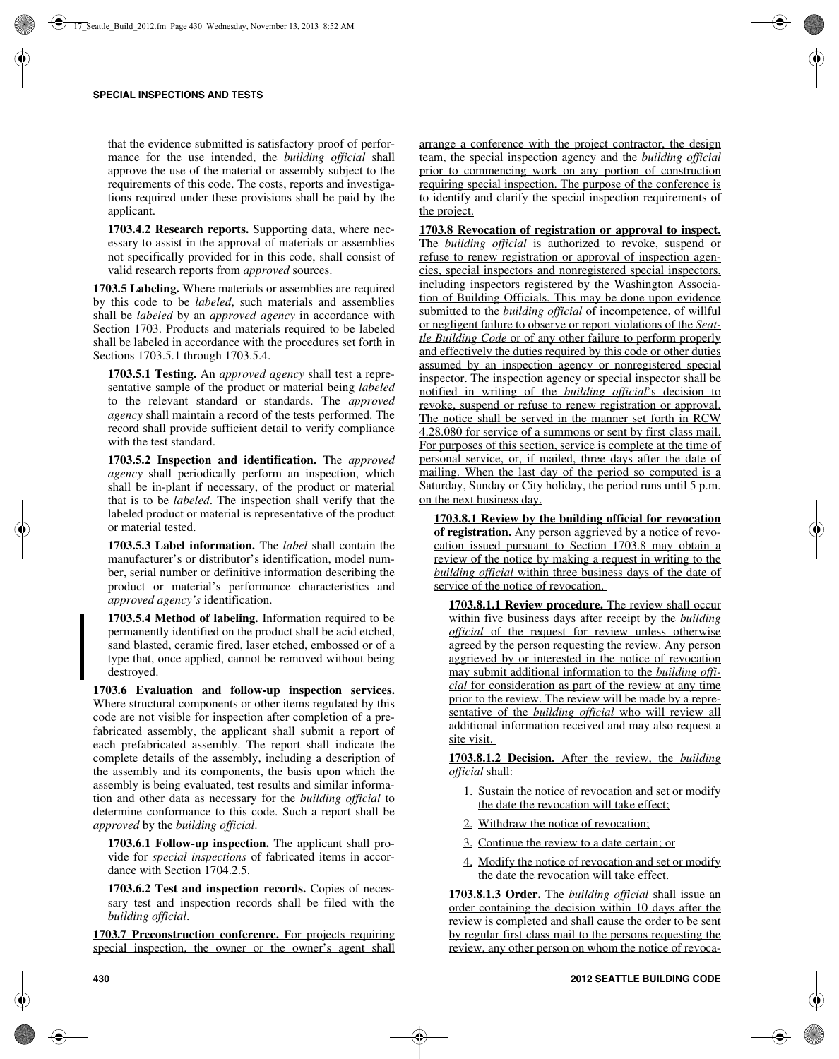that the evidence submitted is satisfactory proof of performance for the use intended, the *building official* shall approve the use of the material or assembly subject to the requirements of this code. The costs, reports and investigations required under these provisions shall be paid by the applicant.

**1703.4.2 Research reports.** Supporting data, where necessary to assist in the approval of materials or assemblies not specifically provided for in this code, shall consist of valid research reports from *approved* sources.

**1703.5 Labeling.** Where materials or assemblies are required by this code to be *labeled*, such materials and assemblies shall be *labeled* by an *approved agency* in accordance with Section 1703. Products and materials required to be labeled shall be labeled in accordance with the procedures set forth in Sections 1703.5.1 through 1703.5.4.

**1703.5.1 Testing.** An *approved agency* shall test a representative sample of the product or material being *labeled* to the relevant standard or standards. The *approved agency* shall maintain a record of the tests performed. The record shall provide sufficient detail to verify compliance with the test standard.

**1703.5.2 Inspection and identification.** The *approved agency* shall periodically perform an inspection, which shall be in-plant if necessary, of the product or material that is to be *labeled*. The inspection shall verify that the labeled product or material is representative of the product or material tested.

**1703.5.3 Label information.** The *label* shall contain the manufacturer's or distributor's identification, model number, serial number or definitive information describing the product or material's performance characteristics and *approved agency's* identification.

**1703.5.4 Method of labeling.** Information required to be permanently identified on the product shall be acid etched, sand blasted, ceramic fired, laser etched, embossed or of a type that, once applied, cannot be removed without being destroyed.

**1703.6 Evaluation and follow-up inspection services.** Where structural components or other items regulated by this code are not visible for inspection after completion of a prefabricated assembly, the applicant shall submit a report of each prefabricated assembly. The report shall indicate the complete details of the assembly, including a description of the assembly and its components, the basis upon which the assembly is being evaluated, test results and similar information and other data as necessary for the *building official* to determine conformance to this code. Such a report shall be *approved* by the *building official*.

**1703.6.1 Follow-up inspection.** The applicant shall provide for *special inspections* of fabricated items in accordance with Section 1704.2.5.

**1703.6.2 Test and inspection records.** Copies of necessary test and inspection records shall be filed with the *building official*.

**1703.7 Preconstruction conference.** For projects requiring special inspection, the owner or the owner's agent shall arrange a conference with the project contractor, the design team, the special inspection agency and the *building official* prior to commencing work on any portion of construction requiring special inspection. The purpose of the conference is to identify and clarify the special inspection requirements of the project.

**1703.8 Revocation of registration or approval to inspect.** The *building official* is authorized to revoke, suspend or refuse to renew registration or approval of inspection agencies, special inspectors and nonregistered special inspectors, including inspectors registered by the Washington Association of Building Officials. This may be done upon evidence submitted to the *building official* of incompetence, of willful or negligent failure to observe or report violations of the *Seattle Building Code* or of any other failure to perform properly and effectively the duties required by this code or other duties assumed by an inspection agency or nonregistered special inspector. The inspection agency or special inspector shall be notified in writing of the *building official*'s decision to revoke, suspend or refuse to renew registration or approval. The notice shall be served in the manner set forth in RCW 4.28.080 for service of a summons or sent by first class mail. For purposes of this section, service is complete at the time of personal service, or, if mailed, three days after the date of mailing. When the last day of the period so computed is a Saturday, Sunday or City holiday, the period runs until 5 p.m. on the next business day.

**1703.8.1 Review by the building official for revocation of registration.** Any person aggrieved by a notice of revocation issued pursuant to Section 1703.8 may obtain a review of the notice by making a request in writing to the *building official* within three business days of the date of service of the notice of revocation.

**1703.8.1.1 Review procedure.** The review shall occur within five business days after receipt by the *building official* of the request for review unless otherwise agreed by the person requesting the review. Any person aggrieved by or interested in the notice of revocation may submit additional information to the *building official* for consideration as part of the review at any time prior to the review. The review will be made by a representative of the *building official* who will review all additional information received and may also request a site visit.

**1703.8.1.2 Decision.** After the review, the *building official* shall:

1. Sustain the notice of revocation and set or modify the date the revocation will take effect;
2. Withdraw the notice of revocation;
3. Continue the review to a date certain; or
4. Modify the notice of revocation and set or modify the date the revocation will take effect.

**1703.8.1.3 Order.** The *building official* shall issue an order containing the decision within 10 days after the review is completed and shall cause the order to be sent by regular first class mail to the persons requesting the review, any other person on whom the notice of revoca-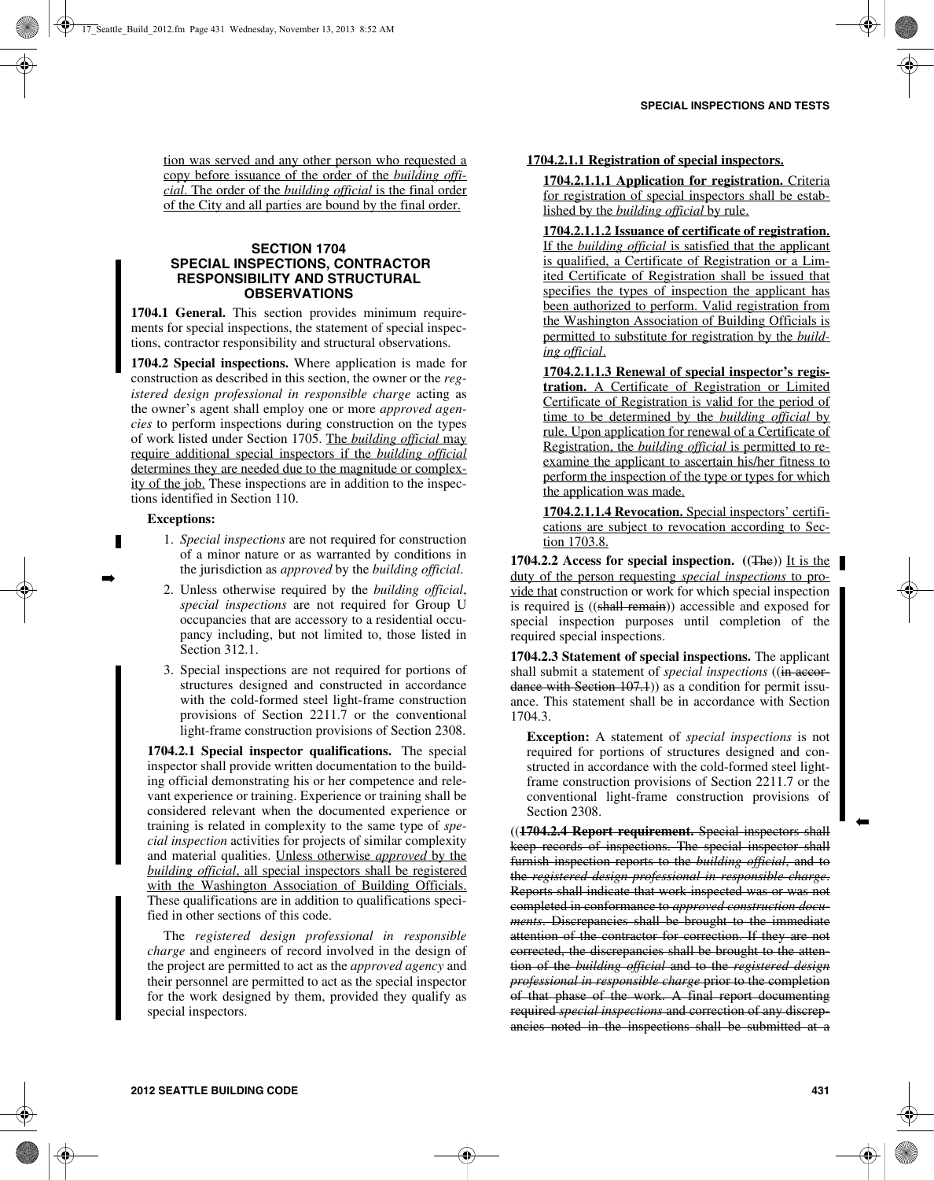tion was served and any other person who requested a copy before issuance of the order of the *building official*. The order of the *building official* is the final order of the City and all parties are bound by the final order.

## SECTION 1704
## SPECIAL INSPECTIONS, CONTRACTOR RESPONSIBILITY AND STRUCTURAL OBSERVATIONS

**1704.1 General.** This section provides minimum requirements for special inspections, the statement of special inspections, contractor responsibility and structural observations.

**1704.2 Special inspections.** Where application is made for construction as described in this section, the owner or the *registered design professional in responsible charge* acting as the owner's agent shall employ one or more *approved agencies* to perform inspections during construction on the types of work listed under Section 1705. The *building official* may require additional special inspectors if the *building official* determines they are needed due to the magnitude or complexity of the job. These inspections are in addition to the inspections identified in Section 110.

**Exceptions:**

1. *Special inspections* are not required for construction of a minor nature or as warranted by conditions in the jurisdiction as *approved* by the *building official*.
2. Unless otherwise required by the *building official*, *special inspections* are not required for Group U occupancies that are accessory to a residential occupancy including, but not limited to, those listed in Section 312.1.
3. Special inspections are not required for portions of structures designed and constructed in accordance with the cold-formed steel light-frame construction provisions of Section 2211.7 or the conventional light-frame construction provisions of Section 2308.

**1704.2.1 Special inspector qualifications.** The special inspector shall provide written documentation to the building official demonstrating his or her competence and relevant experience or training. Experience or training shall be considered relevant when the documented experience or training is related in complexity to the same type of *special inspection* activities for projects of similar complexity and material qualities. Unless otherwise *approved* by the *building official*, all special inspectors shall be registered with the Washington Association of Building Officials. These qualifications are in addition to qualifications specified in other sections of this code.

The *registered design professional in responsible charge* and engineers of record involved in the design of the project are permitted to act as the *approved agency* and their personnel are permitted to act as the special inspector for the work designed by them, provided they qualify as special inspectors.

**1704.2.1.1 Registration of special inspectors.**

**1704.2.1.1.1 Application for registration.** Criteria for registration of special inspectors shall be established by the *building official* by rule.

**1704.2.1.1.2 Issuance of certificate of registration.** If the *building official* is satisfied that the applicant is qualified, a Certificate of Registration or a Limited Certificate of Registration shall be issued that specifies the types of inspection the applicant has been authorized to perform. Valid registration from the Washington Association of Building Officials is permitted to substitute for registration by the *building official*.

**1704.2.1.1.3 Renewal of special inspector's registration.** A Certificate of Registration or Limited Certificate of Registration is valid for the period of time to be determined by the *building official* by rule. Upon application for renewal of a Certificate of Registration, the *building official* is permitted to reexamine the applicant to ascertain his/her fitness to perform the inspection of the type or types for which the application was made.

**1704.2.1.1.4 Revocation.** Special inspectors' certifications are subject to revocation according to Section 1703.8.

**1704.2.2 Access for special inspection.** ((~~The~~)) It is the duty of the person requesting *special inspections* to provide that construction or work for which special inspection is required is ((~~shall remain~~)) accessible and exposed for special inspection purposes until completion of the required special inspections.

**1704.2.3 Statement of special inspections.** The applicant shall submit a statement of *special inspections* ((~~in accordance with Section 107.1~~)) as a condition for permit issuance. This statement shall be in accordance with Section 1704.3.

**Exception:** A statement of *special inspections* is not required for portions of structures designed and constructed in accordance with the cold-formed steel light-frame construction provisions of Section 2211.7 or the conventional light-frame construction provisions of Section 2308.

((~~**1704.2.4 Report requirement.** Special inspectors shall keep records of inspections. The special inspector shall furnish inspection reports to the *building official*, and to the *registered design professional in responsible charge*. Reports shall indicate that work inspected was or was not completed in conformance to *approved construction documents*. Discrepancies shall be brought to the immediate attention of the contractor for correction. If they are not corrected, the discrepancies shall be brought to the attention of the *building official* and to the *registered design professional in responsible charge* prior to the completion of that phase of the work. A final report documenting required *special inspections* and correction of any discrepancies noted in the inspections shall be submitted at a~~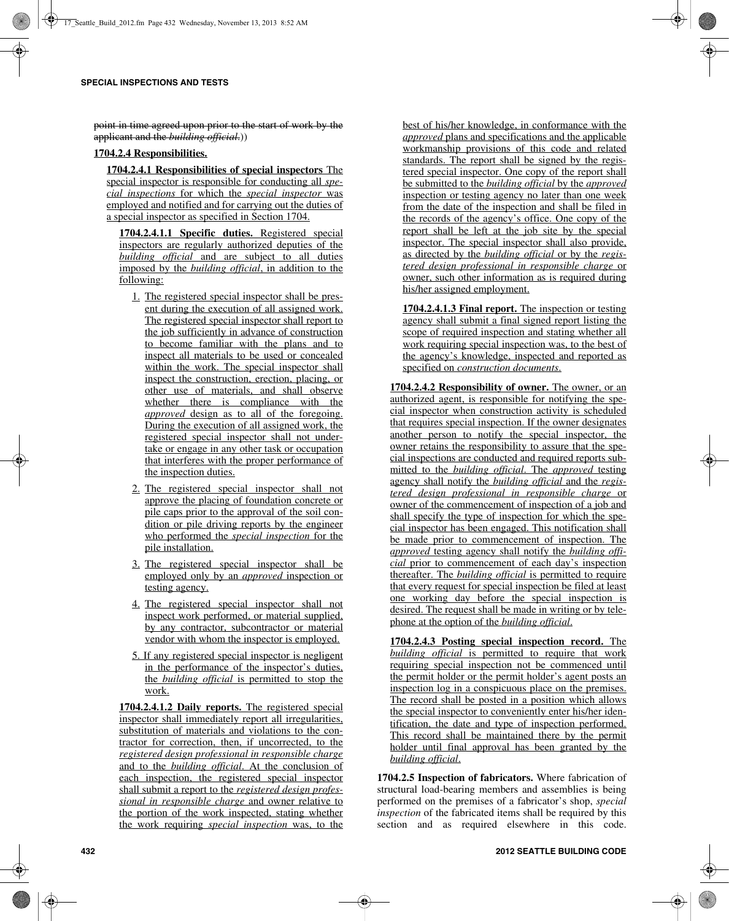point in time agreed upon prior to the start of work by the applicant and the *building official*.))

**1704.2.4 Responsibilities.**

**1704.2.4.1 Responsibilities of special inspectors** The special inspector is responsible for conducting all *special inspections* for which the *special inspector* was employed and notified and for carrying out the duties of a special inspector as specified in Section 1704.

**1704.2.4.1.1 Specific duties.** Registered special inspectors are regularly authorized deputies of the *building official* and are subject to all duties imposed by the *building official*, in addition to the following:

1. The registered special inspector shall be present during the execution of all assigned work. The registered special inspector shall report to the job sufficiently in advance of construction to become familiar with the plans and to inspect all materials to be used or concealed within the work. The special inspector shall inspect the construction, erection, placing, or other use of materials, and shall observe whether there is compliance with the *approved* design as to all of the foregoing. During the execution of all assigned work, the registered special inspector shall not undertake or engage in any other task or occupation that interferes with the proper performance of the inspection duties.
2. The registered special inspector shall not approve the placing of foundation concrete or pile caps prior to the approval of the soil condition or pile driving reports by the engineer who performed the *special inspection* for the pile installation.
3. The registered special inspector shall be employed only by an *approved* inspection or testing agency.
4. The registered special inspector shall not inspect work performed, or material supplied, by any contractor, subcontractor or material vendor with whom the inspector is employed.
5. If any registered special inspector is negligent in the performance of the inspector's duties, the *building official* is permitted to stop the work.

**1704.2.4.1.2 Daily reports.** The registered special inspector shall immediately report all irregularities, substitution of materials and violations to the contractor for correction, then, if uncorrected, to the *registered design professional in responsible charge* and to the *building official*. At the conclusion of each inspection, the registered special inspector shall submit a report to the *registered design professional in responsible charge* and owner relative to the portion of the work inspected, stating whether the work requiring *special inspection* was, to the best of his/her knowledge, in conformance with the *approved* plans and specifications and the applicable workmanship provisions of this code and related standards. The report shall be signed by the registered special inspector. One copy of the report shall be submitted to the *building official* by the *approved* inspection or testing agency no later than one week from the date of the inspection and shall be filed in the records of the agency's office. One copy of the report shall be left at the job site by the special inspector. The special inspector shall also provide, as directed by the *building official* or by the *registered design professional in responsible charge* or owner, such other information as is required during his/her assigned employment.

**1704.2.4.1.3 Final report.** The inspection or testing agency shall submit a final signed report listing the scope of required inspection and stating whether all work requiring special inspection was, to the best of the agency's knowledge, inspected and reported as specified on *construction documents*.

**1704.2.4.2 Responsibility of owner.** The owner, or an authorized agent, is responsible for notifying the special inspector when construction activity is scheduled that requires special inspection. If the owner designates another person to notify the special inspector, the owner retains the responsibility to assure that the special inspections are conducted and required reports submitted to the *building official*. The *approved* testing agency shall notify the *building official* and the *registered design professional in responsible charge* or owner of the commencement of inspection of a job and shall specify the type of inspection for which the special inspector has been engaged. This notification shall be made prior to commencement of inspection. The *approved* testing agency shall notify the *building official* prior to commencement of each day's inspection thereafter. The *building official* is permitted to require that every request for special inspection be filed at least one working day before the special inspection is desired. The request shall be made in writing or by telephone at the option of the *building official*.

**1704.2.4.3 Posting special inspection record.** The *building official* is permitted to require that work requiring special inspection not be commenced until the permit holder or the permit holder's agent posts an inspection log in a conspicuous place on the premises. The record shall be posted in a position which allows the special inspector to conveniently enter his/her identification, the date and type of inspection performed. This record shall be maintained there by the permit holder until final approval has been granted by the *building official*.

**1704.2.5 Inspection of fabricators.** Where fabrication of structural load-bearing members and assemblies is being performed on the premises of a fabricator's shop, *special inspection* of the fabricated items shall be required by this section and as required elsewhere in this code.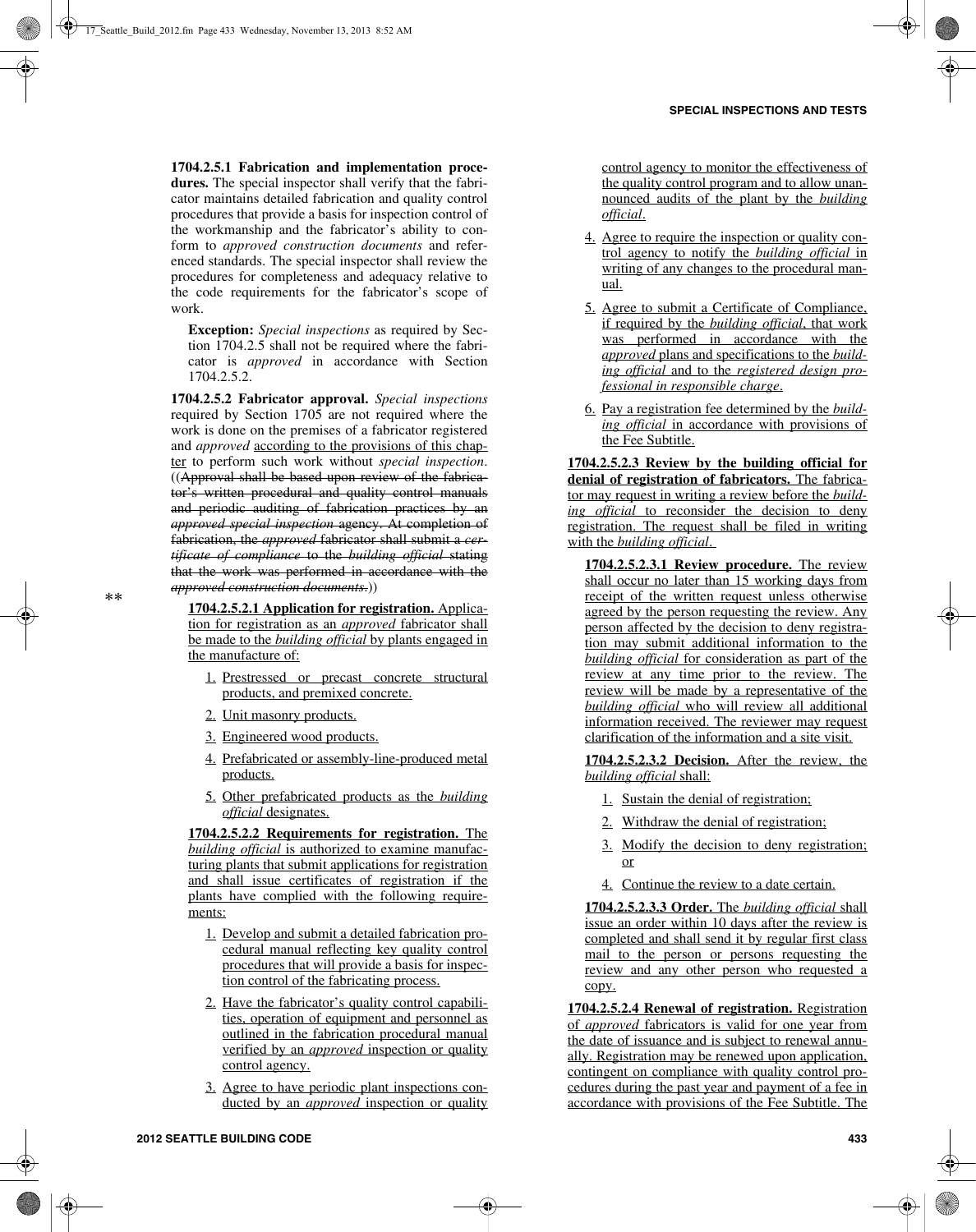**1704.2.5.1 Fabrication and implementation procedures.** The special inspector shall verify that the fabricator maintains detailed fabrication and quality control procedures that provide a basis for inspection control of the workmanship and the fabricator's ability to conform to *approved construction documents* and referenced standards. The special inspector shall review the procedures for completeness and adequacy relative to the code requirements for the fabricator's scope of work.

**Exception:** *Special inspections* as required by Section 1704.2.5 shall not be required where the fabricator is *approved* in accordance with Section 1704.2.5.2.

**1704.2.5.2 Fabricator approval.** *Special inspections* required by Section 1705 are not required where the work is done on the premises of a fabricator registered and *approved* according to the provisions of this chapter to perform such work without *special inspection*. ((~~Approval shall be based upon review of the fabricator's written procedural and quality control manuals and periodic auditing of fabrication practices by an *approved special inspection* agency. At completion of fabrication, the *approved* fabricator shall submit a *certificate of compliance* to the *building official* stating that the work was performed in accordance with the *approved construction documents*.~~))

**

**1704.2.5.2.1 Application for registration.** Application for registration as an *approved* fabricator shall be made to the *building official* by plants engaged in the manufacture of:

1. Prestressed or precast concrete structural products, and premixed concrete.
2. Unit masonry products.
3. Engineered wood products.
4. Prefabricated or assembly-line-produced metal products.
5. Other prefabricated products as the *building official* designates.

**1704.2.5.2.2 Requirements for registration.** The *building official* is authorized to examine manufacturing plants that submit applications for registration and shall issue certificates of registration if the plants have complied with the following requirements:

1. Develop and submit a detailed fabrication procedural manual reflecting key quality control procedures that will provide a basis for inspection control of the fabricating process.
2. Have the fabricator's quality control capabilities, operation of equipment and personnel as outlined in the fabrication procedural manual verified by an *approved* inspection or quality control agency.
3. Agree to have periodic plant inspections conducted by an *approved* inspection or quality control agency to monitor the effectiveness of the quality control program and to allow unannounced audits of the plant by the *building official*.
4. Agree to require the inspection or quality control agency to notify the *building official* in writing of any changes to the procedural manual.
5. Agree to submit a Certificate of Compliance, if required by the *building official*, that work was performed in accordance with the *approved* plans and specifications to the *building official* and to the *registered design professional in responsible charge*.
6. Pay a registration fee determined by the *building official* in accordance with provisions of the Fee Subtitle.

**1704.2.5.2.3 Review by the building official for denial of registration of fabricators.** The fabricator may request in writing a review before the *building official* to reconsider the decision to deny registration. The request shall be filed in writing with the *building official*.

**1704.2.5.2.3.1 Review procedure.** The review shall occur no later than 15 working days from receipt of the written request unless otherwise agreed by the person requesting the review. Any person affected by the decision to deny registration may submit additional information to the *building official* for consideration as part of the review at any time prior to the review. The review will be made by a representative of the *building official* who will review all additional information received. The reviewer may request clarification of the information and a site visit.

**1704.2.5.2.3.2 Decision.** After the review, the *building official* shall:

1. Sustain the denial of registration;
2. Withdraw the denial of registration;
3. Modify the decision to deny registration; or
4. Continue the review to a date certain.

**1704.2.5.2.3.3 Order.** The *building official* shall issue an order within 10 days after the review is completed and shall send it by regular first class mail to the person or persons requesting the review and any other person who requested a copy.

**1704.2.5.2.4 Renewal of registration.** Registration of *approved* fabricators is valid for one year from the date of issuance and is subject to renewal annually. Registration may be renewed upon application, contingent on compliance with quality control procedures during the past year and payment of a fee in accordance with provisions of the Fee Subtitle. The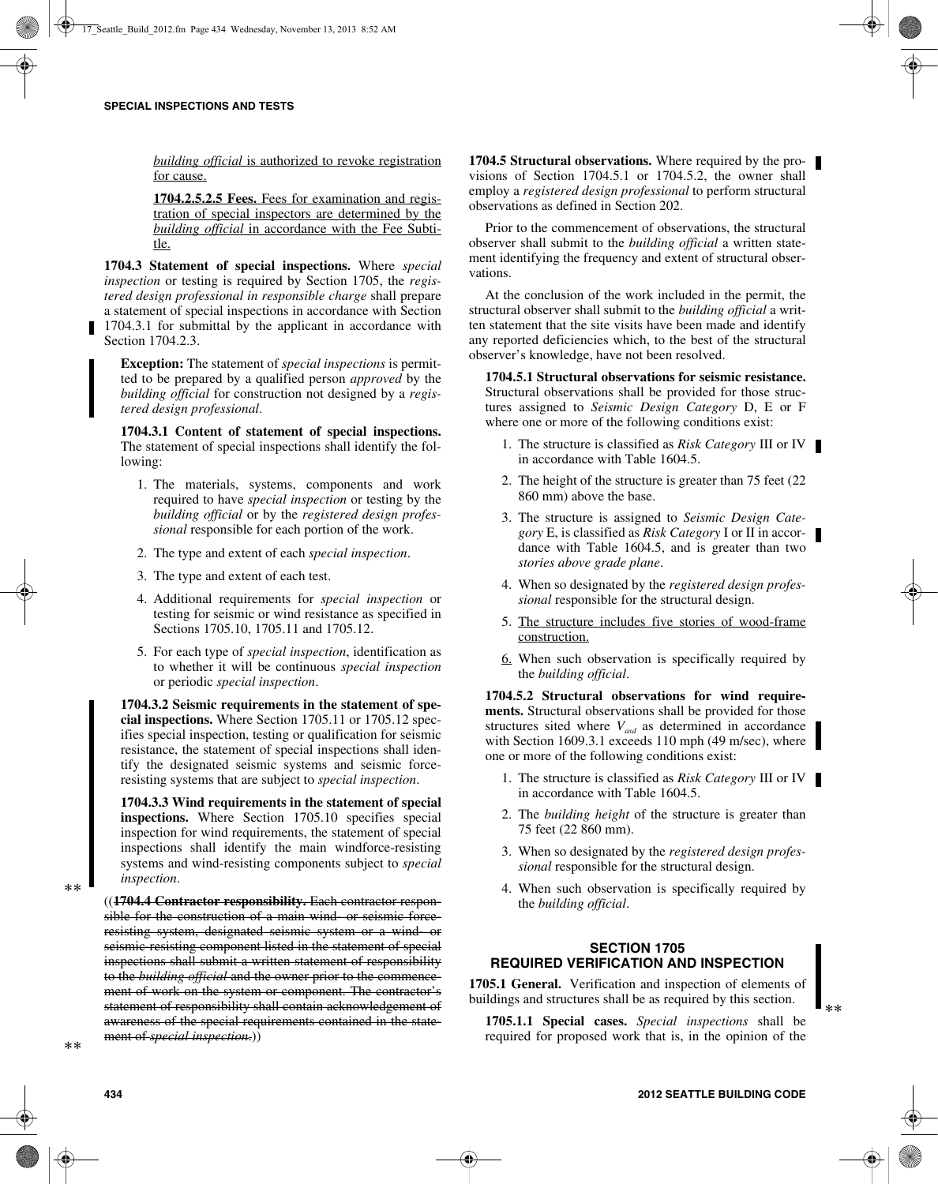*building official* is authorized to revoke registration for cause.

**1704.2.5.2.5 Fees.** Fees for examination and registration of special inspectors are determined by the *building official* in accordance with the Fee Subtitle.

**1704.3 Statement of special inspections.** Where *special inspection* or testing is required by Section 1705, the *registered design professional in responsible charge* shall prepare a statement of special inspections in accordance with Section 1704.3.1 for submittal by the applicant in accordance with Section 1704.2.3.

**Exception:** The statement of *special inspections* is permitted to be prepared by a qualified person *approved* by the *building official* for construction not designed by a *registered design professional*.

**1704.3.1 Content of statement of special inspections.** The statement of special inspections shall identify the following:

1. The materials, systems, components and work required to have *special inspection* or testing by the *building official* or by the *registered design professional* responsible for each portion of the work.
2. The type and extent of each *special inspection*.
3. The type and extent of each test.
4. Additional requirements for *special inspection* or testing for seismic or wind resistance as specified in Sections 1705.10, 1705.11 and 1705.12.
5. For each type of *special inspection*, identification as to whether it will be continuous *special inspection* or periodic *special inspection*.

**1704.3.2 Seismic requirements in the statement of special inspections.** Where Section 1705.11 or 1705.12 specifies special inspection, testing or qualification for seismic resistance, the statement of special inspections shall identify the designated seismic systems and seismic force-resisting systems that are subject to *special inspection*.

**1704.3.3 Wind requirements in the statement of special inspections.** Where Section 1705.10 specifies special inspection for wind requirements, the statement of special inspections shall identify the main windforce-resisting systems and wind-resisting components subject to *special inspection*.

((~~**1704.4 Contractor responsibility.** Each contractor responsible for the construction of a main wind- or seismic force-resisting system, designated seismic system or a wind- or seismic-resisting component listed in the statement of special inspections shall submit a written statement of responsibility to the *building official* and the owner prior to the commencement of work on the system or component. The contractor's statement of responsibility shall contain acknowledgement of awareness of the special requirements contained in the statement of *special inspection*.~~))

**1704.5 Structural observations.** Where required by the provisions of Section 1704.5.1 or 1704.5.2, the owner shall employ a *registered design professional* to perform structural observations as defined in Section 202.

Prior to the commencement of observations, the structural observer shall submit to the *building official* a written statement identifying the frequency and extent of structural observations.

At the conclusion of the work included in the permit, the structural observer shall submit to the *building official* a written statement that the site visits have been made and identify any reported deficiencies which, to the best of the structural observer's knowledge, have not been resolved.

**1704.5.1 Structural observations for seismic resistance.** Structural observations shall be provided for those structures assigned to *Seismic Design Category* D, E or F where one or more of the following conditions exist:

1. The structure is classified as *Risk Category* III or IV in accordance with Table 1604.5.
2. The height of the structure is greater than 75 feet (22 860 mm) above the base.
3. The structure is assigned to *Seismic Design Category* E, is classified as *Risk Category* I or II in accordance with Table 1604.5, and is greater than two *stories above grade plane*.
4. When so designated by the *registered design professional* responsible for the structural design.
5. The structure includes five stories of wood-frame construction.
6. When such observation is specifically required by the *building official*.

**1704.5.2 Structural observations for wind requirements.** Structural observations shall be provided for those structures sited where $V_{asd}$ as determined in accordance with Section 1609.3.1 exceeds 110 mph (49 m/sec), where one or more of the following conditions exist:

1. The structure is classified as *Risk Category* III or IV in accordance with Table 1604.5.
2. The *building height* of the structure is greater than 75 feet (22 860 mm).
3. When so designated by the *registered design professional* responsible for the structural design.
4. When such observation is specifically required by the *building official*.

## SECTION 1705 REQUIRED VERIFICATION AND INSPECTION

**1705.1 General.** Verification and inspection of elements of buildings and structures shall be as required by this section.

**1705.1.1 Special cases.** *Special inspections* shall be required for proposed work that is, in the opinion of the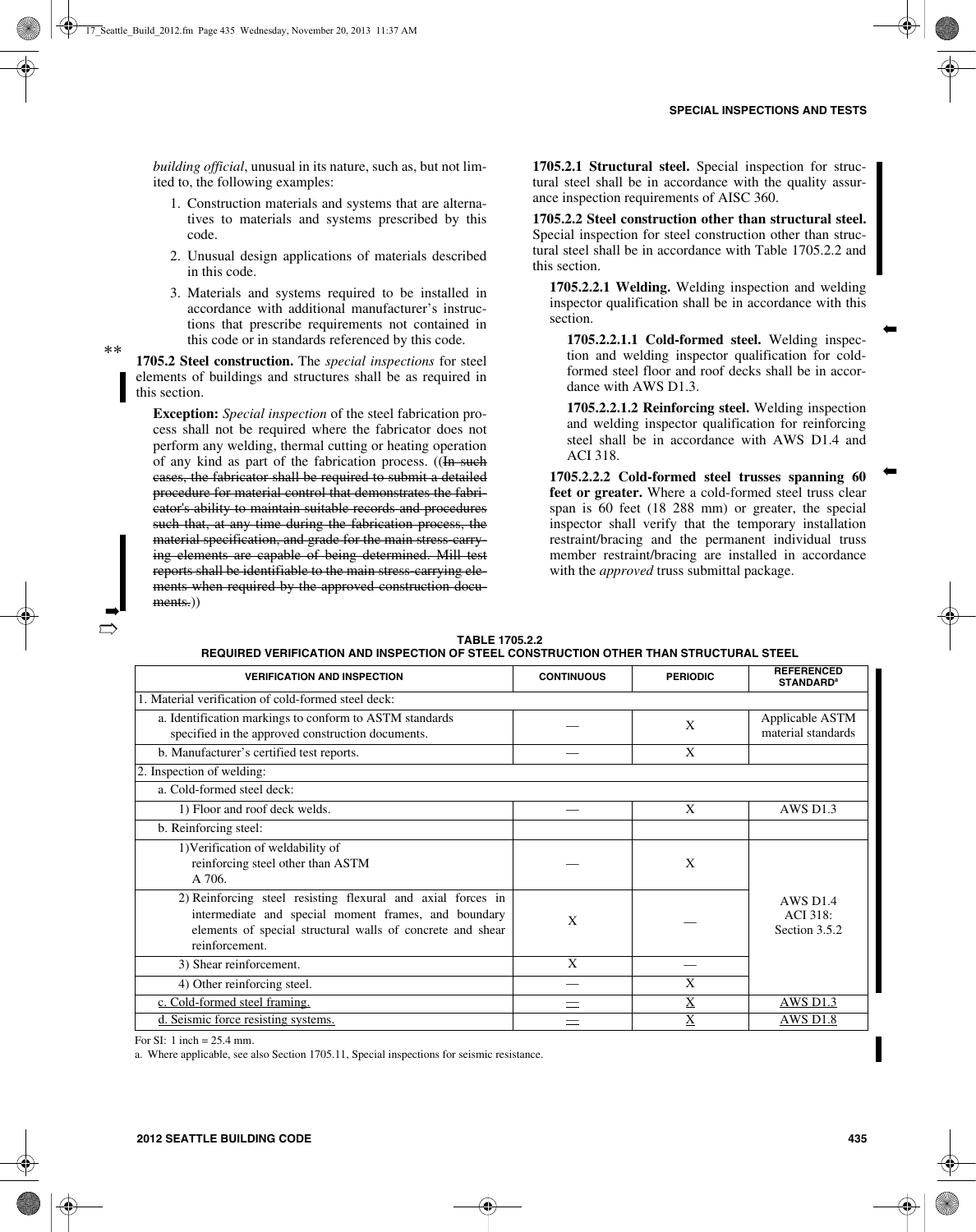*building official*, unusual in its nature, such as, but not limited to, the following examples:

1. Construction materials and systems that are alternatives to materials and systems prescribed by this code.
2. Unusual design applications of materials described in this code.
3. Materials and systems required to be installed in accordance with additional manufacturer's instructions that prescribe requirements not contained in this code or in standards referenced by this code.

**1705.2 Steel construction.** The *special inspections* for steel elements of buildings and structures shall be as required in this section.

**Exception:** *Special inspection* of the steel fabrication process shall not be required where the fabricator does not perform any welding, thermal cutting or heating operation of any kind as part of the fabrication process. ((~~In such cases, the fabricator shall be required to submit a detailed procedure for material control that demonstrates the fabricator's ability to maintain suitable records and procedures such that, at any time during the fabrication process, the material specification, and grade for the main stress-carrying elements are capable of being determined. Mill test reports shall be identifiable to the main stress-carrying elements when required by the approved construction documents.~~))

**1705.2.1 Structural steel.** Special inspection for structural steel shall be in accordance with the quality assurance inspection requirements of AISC 360.

**1705.2.2 Steel construction other than structural steel.** Special inspection for steel construction other than structural steel shall be in accordance with Table 1705.2.2 and this section.

**1705.2.2.1 Welding.** Welding inspection and welding inspector qualification shall be in accordance with this section.

**1705.2.2.1.1 Cold-formed steel.** Welding inspection and welding inspector qualification for cold-formed steel floor and roof decks shall be in accordance with AWS D1.3.

**1705.2.2.1.2 Reinforcing steel.** Welding inspection and welding inspector qualification for reinforcing steel shall be in accordance with AWS D1.4 and ACI 318.

**1705.2.2.2 Cold-formed steel trusses spanning 60 feet or greater.** Where a cold-formed steel truss clear span is 60 feet (18 288 mm) or greater, the special inspector shall verify that the temporary installation restraint/bracing and the permanent individual truss member restraint/bracing are installed in accordance with the *approved* truss submittal package.

**TABLE 1705.2.2**
**REQUIRED VERIFICATION AND INSPECTION OF STEEL CONSTRUCTION OTHER THAN STRUCTURAL STEEL**

| VERIFICATION AND INSPECTION | CONTINUOUS | PERIODIC | REFERENCED STANDARD[a] |
|---|---|---|---|
| 1. Material verification of cold-formed steel deck: | | | |
| a. Identification markings to conform to ASTM standards specified in the approved construction documents. | — | X | Applicable ASTM material standards |
| b. Manufacturer's certified test reports. | — | X | |
| 2. Inspection of welding: | | | |
| a. Cold-formed steel deck: | | | |
| 1) Floor and roof deck welds. | — | X | AWS D1.3 |
| b. Reinforcing steel: | | | |
| 1) Verification of weldability of reinforcing steel other than ASTM A 706. | — | X | AWS D1.4 ACI 318: Section 3.5.2 |
| 2) Reinforcing steel resisting flexural and axial forces in intermediate and special moment frames, and boundary elements of special structural walls of concrete and shear reinforcement. | X | — | AWS D1.4 ACI 318: Section 3.5.2 |
| 3) Shear reinforcement. | X | — | AWS D1.4 ACI 318: Section 3.5.2 |
| 4) Other reinforcing steel. | — | X | AWS D1.4 ACI 318: Section 3.5.2 |
| <u>c. Cold-formed steel framing.</u> | <u>—</u> | <u>X</u> | <u>AWS D1.3</u> |
| <u>d. Seismic force resisting systems.</u> | <u>—</u> | <u>X</u> | <u>AWS D1.8</u> |

For SI: 1 inch = 25.4 mm.

a. Where applicable, see also Section 1705.11, Special inspections for seismic resistance.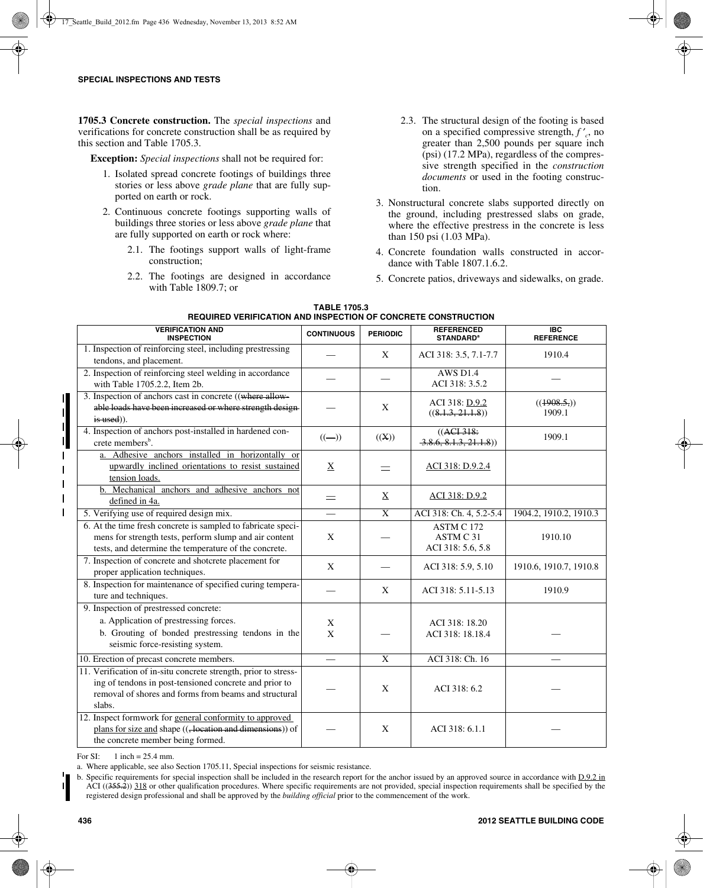**1705.3 Concrete construction.** The *special inspections* and verifications for concrete construction shall be as required by this section and Table 1705.3.

**Exception:** *Special inspections* shall not be required for:

1. Isolated spread concrete footings of buildings three stories or less above *grade plane* that are fully supported on earth or rock.
2. Continuous concrete footings supporting walls of buildings three stories or less above *grade plane* that are fully supported on earth or rock where:
   - 2.1. The footings support walls of light-frame construction;
   - 2.2. The footings are designed in accordance with Table 1809.7; or
   - 2.3. The structural design of the footing is based on a specified compressive strength, $f'_c$, no greater than 2,500 pounds per square inch (psi) (17.2 MPa), regardless of the compressive strength specified in the *construction documents* or used in the footing construction.
3. Nonstructural concrete slabs supported directly on the ground, including prestressed slabs on grade, where the effective prestress in the concrete is less than 150 psi (1.03 MPa).
4. Concrete foundation walls constructed in accordance with Table 1807.1.6.2.
5. Concrete patios, driveways and sidewalks, on grade.

**TABLE 1705.3**
**REQUIRED VERIFICATION AND INSPECTION OF CONCRETE CONSTRUCTION**

| VERIFICATION AND INSPECTION | CONTINUOUS | PERIODIC | REFERENCED STANDARD[a] | IBC REFERENCE |
|---|---|---|---|---|
| 1. Inspection of reinforcing steel, including prestressing tendons, and placement. | — | X | ACI 318: 3.5, 7.1-7.7 | 1910.4 |
| 2. Inspection of reinforcing steel welding in accordance with Table 1705.2.2, Item 2b. | — | — | AWS D1.4<br>ACI 318: 3.5.2 | — |
| 3. Inspection of anchors cast in concrete ((~~where allowable loads have been increased or where strength design is used~~)). | — | X | ACI 318: <u>D.9.2</u><br>((~~8.1.3, 21.1.8~~)) | ((~~1908.5,~~))<br>1909.1 |
| 4. Inspection of anchors post-installed in hardened concrete members[b]. | ((~~—~~)) | ((~~X~~)) | ((~~ACI 318: 3.8.6, 8.1.3, 21.1.8~~)) | 1909.1 |
| <u>a. Adhesive anchors installed in horizontally or upwardly inclined orientations to resist sustained tension loads.</u> | <u>X</u> | <u>—</u> | <u>ACI 318: D.9.2.4</u> | |
| <u>b. Mechanical anchors and adhesive anchors not defined in 4a.</u> | <u>—</u> | <u>X</u> | <u>ACI 318: D.9.2</u> | |
| 5. Verifying use of required design mix. | — | X | ACI 318: Ch. 4, 5.2-5.4 | 1904.2, 1910.2, 1910.3 |
| 6. At the time fresh concrete is sampled to fabricate specimens for strength tests, perform slump and air content tests, and determine the temperature of the concrete. | X | — | ASTM C 172<br>ASTM C 31<br>ACI 318: 5.6, 5.8 | 1910.10 |
| 7. Inspection of concrete and shotcrete placement for proper application techniques. | X | — | ACI 318: 5.9, 5.10 | 1910.6, 1910.7, 1910.8 |
| 8. Inspection for maintenance of specified curing temperature and techniques. | — | X | ACI 318: 5.11-5.13 | 1910.9 |
| 9. Inspection of prestressed concrete:<br>a. Application of prestressing forces.<br>b. Grouting of bonded prestressing tendons in the seismic force-resisting system. | X<br>X | — | ACI 318: 18.20<br>ACI 318: 18.18.4 | — |
| 10. Erection of precast concrete members. | — | X | ACI 318: Ch. 16 | — |
| 11. Verification of in-situ concrete strength, prior to stressing of tendons in post-tensioned concrete and prior to removal of shores and forms from beams and structural slabs. | — | X | ACI 318: 6.2 | — |
| 12. Inspect formwork for <u>general conformity to approved plans for size and</u> shape ((~~, location and dimensions~~)) of the concrete member being formed. | — | X | ACI 318: 6.1.1 | — |

For SI: 1 inch = 25.4 mm.

a. Where applicable, see also Section 1705.11, Special inspections for seismic resistance.

b. Specific requirements for special inspection shall be included in the research report for the anchor issued by an approved source in accordance with <u>D.9.2 in</u> ACI ((~~355.2~~)) <u>318</u> or other qualification procedures. Where specific requirements are not provided, special inspection requirements shall be specified by the registered design professional and shall be approved by the *building official* prior to the commencement of the work.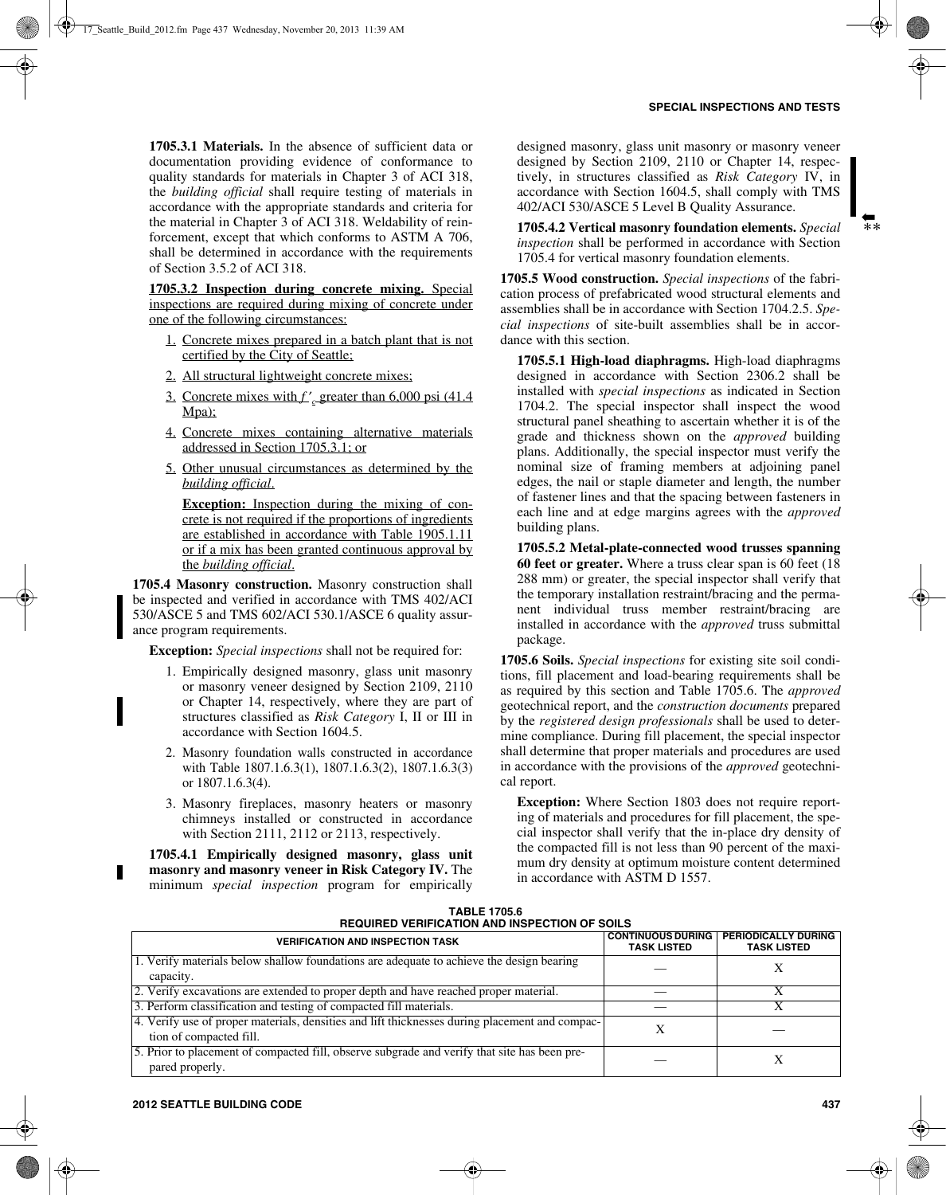**1705.3.1 Materials.** In the absence of sufficient data or documentation providing evidence of conformance to quality standards for materials in Chapter 3 of ACI 318, the *building official* shall require testing of materials in accordance with the appropriate standards and criteria for the material in Chapter 3 of ACI 318. Weldability of reinforcement, except that which conforms to ASTM A 706, shall be determined in accordance with the requirements of Section 3.5.2 of ACI 318.

**1705.3.2 Inspection during concrete mixing.** Special inspections are required during mixing of concrete under one of the following circumstances:

1. Concrete mixes prepared in a batch plant that is not certified by the City of Seattle;
2. All structural lightweight concrete mixes;
3. Concrete mixes with $f'_c$ greater than 6,000 psi (41.4 Mpa);
4. Concrete mixes containing alternative materials addressed in Section 1705.3.1; or
5. Other unusual circumstances as determined by the *building official*.

   **Exception:** Inspection during the mixing of concrete is not required if the proportions of ingredients are established in accordance with Table 1905.1.11 or if a mix has been granted continuous approval by the *building official*.

**1705.4 Masonry construction.** Masonry construction shall be inspected and verified in accordance with TMS 402/ACI 530/ASCE 5 and TMS 602/ACI 530.1/ASCE 6 quality assurance program requirements.

**Exception:** *Special inspections* shall not be required for:

1. Empirically designed masonry, glass unit masonry or masonry veneer designed by Section 2109, 2110 or Chapter 14, respectively, where they are part of structures classified as *Risk Category* I, II or III in accordance with Section 1604.5.
2. Masonry foundation walls constructed in accordance with Table 1807.1.6.3(1), 1807.1.6.3(2), 1807.1.6.3(3) or 1807.1.6.3(4).
3. Masonry fireplaces, masonry heaters or masonry chimneys installed or constructed in accordance with Section 2111, 2112 or 2113, respectively.

**1705.4.1 Empirically designed masonry, glass unit masonry and masonry veneer in Risk Category IV.** The minimum *special inspection* program for empirically designed masonry, glass unit masonry or masonry veneer designed by Section 2109, 2110 or Chapter 14, respectively, in structures classified as *Risk Category* IV, in accordance with Section 1604.5, shall comply with TMS 402/ACI 530/ASCE 5 Level B Quality Assurance.

**1705.4.2 Vertical masonry foundation elements.** *Special inspection* shall be performed in accordance with Section 1705.4 for vertical masonry foundation elements.

**1705.5 Wood construction.** *Special inspections* of the fabrication process of prefabricated wood structural elements and assemblies shall be in accordance with Section 1704.2.5. *Special inspections* of site-built assemblies shall be in accordance with this section.

**1705.5.1 High-load diaphragms.** High-load diaphragms designed in accordance with Section 2306.2 shall be installed with *special inspections* as indicated in Section 1704.2. The special inspector shall inspect the wood structural panel sheathing to ascertain whether it is of the grade and thickness shown on the *approved* building plans. Additionally, the special inspector must verify the nominal size of framing members at adjoining panel edges, the nail or staple diameter and length, the number of fastener lines and that the spacing between fasteners in each line and at edge margins agrees with the *approved* building plans.

**1705.5.2 Metal-plate-connected wood trusses spanning 60 feet or greater.** Where a truss clear span is 60 feet (18 288 mm) or greater, the special inspector shall verify that the temporary installation restraint/bracing and the permanent individual truss member restraint/bracing are installed in accordance with the *approved* truss submittal package.

**1705.6 Soils.** *Special inspections* for existing site soil conditions, fill placement and load-bearing requirements shall be as required by this section and Table 1705.6. The *approved* geotechnical report, and the *construction documents* prepared by the *registered design professionals* shall be used to determine compliance. During fill placement, the special inspector shall determine that proper materials and procedures are used in accordance with the provisions of the *approved* geotechnical report.

**Exception:** Where Section 1803 does not require reporting of materials and procedures for fill placement, the special inspector shall verify that the in-place dry density of the compacted fill is not less than 90 percent of the maximum dry density at optimum moisture content determined in accordance with ASTM D 1557.

**TABLE 1705.6**
**REQUIRED VERIFICATION AND INSPECTION OF SOILS**

| VERIFICATION AND INSPECTION TASK | CONTINUOUS DURING TASK LISTED | PERIODICALLY DURING TASK LISTED |
|---|---|---|
| 1. Verify materials below shallow foundations are adequate to achieve the design bearing capacity. | — | X |
| 2. Verify excavations are extended to proper depth and have reached proper material. | — | X |
| 3. Perform classification and testing of compacted fill materials. | — | X |
| 4. Verify use of proper materials, densities and lift thicknesses during placement and compaction of compacted fill. | X | — |
| 5. Prior to placement of compacted fill, observe subgrade and verify that site has been prepared properly. | — | X |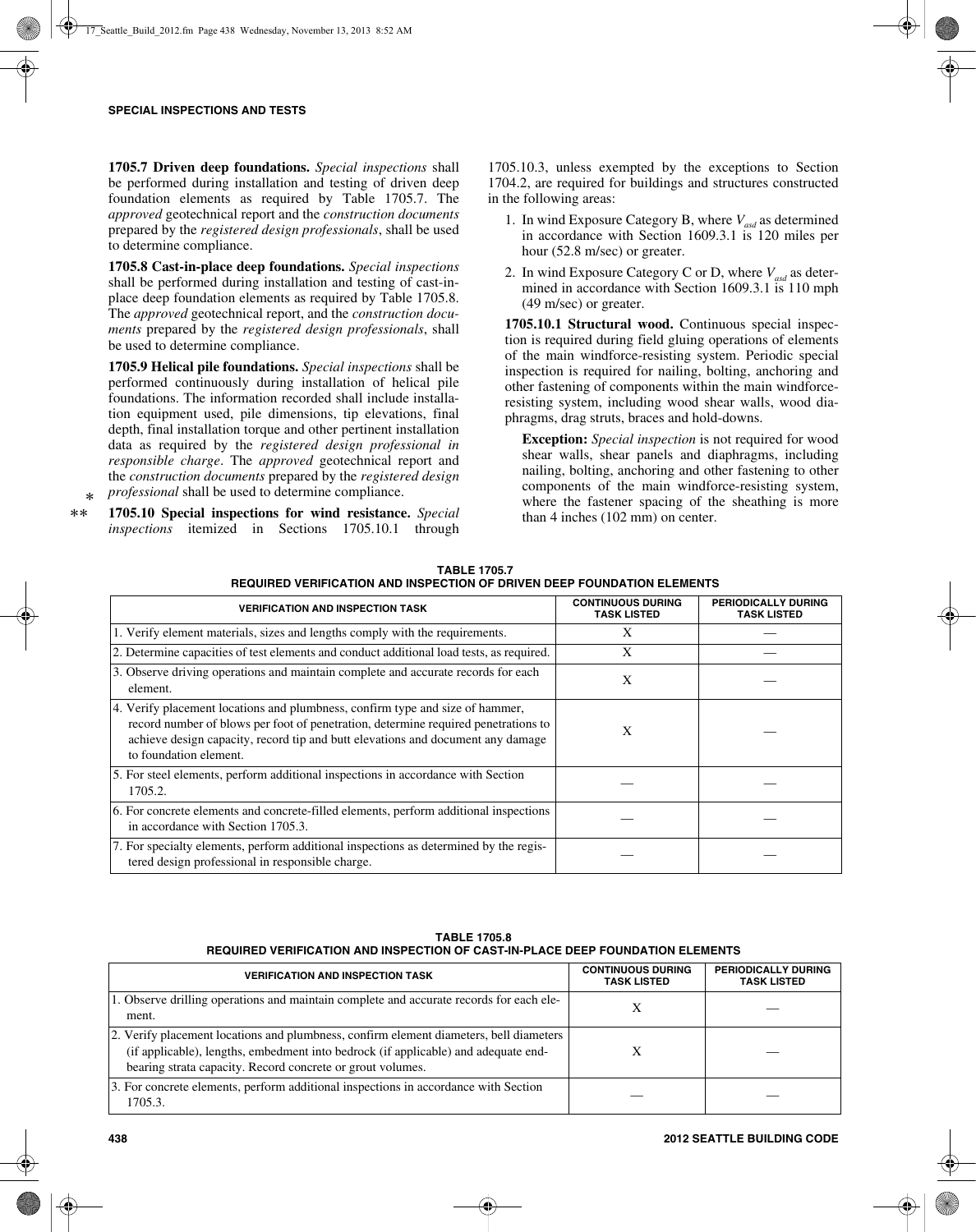**1705.7 Driven deep foundations.** *Special inspections* shall be performed during installation and testing of driven deep foundation elements as required by Table 1705.7. The *approved* geotechnical report and the *construction documents* prepared by the *registered design professionals*, shall be used to determine compliance.

**1705.8 Cast-in-place deep foundations.** *Special inspections* shall be performed during installation and testing of cast-in-place deep foundation elements as required by Table 1705.8. The *approved* geotechnical report, and the *construction documents* prepared by the *registered design professionals*, shall be used to determine compliance.

**1705.9 Helical pile foundations.** *Special inspections* shall be performed continuously during installation of helical pile foundations. The information recorded shall include installation equipment used, pile dimensions, tip elevations, final depth, final installation torque and other pertinent installation data as required by the *registered design professional in responsible charge*. The *approved* geotechnical report and the *construction documents* prepared by the *registered design professional* shall be used to determine compliance.

**1705.10 Special inspections for wind resistance.** *Special inspections* itemized in Sections 1705.10.1 through 1705.10.3, unless exempted by the exceptions to Section 1704.2, are required for buildings and structures constructed in the following areas:

1. In wind Exposure Category B, where $V_{asd}$ as determined in accordance with Section 1609.3.1 is 120 miles per hour (52.8 m/sec) or greater.
2. In wind Exposure Category C or D, where $V_{asd}$ as determined in accordance with Section 1609.3.1 is 110 mph (49 m/sec) or greater.

**1705.10.1 Structural wood.** Continuous special inspection is required during field gluing operations of elements of the main windforce-resisting system. Periodic special inspection is required for nailing, bolting, anchoring and other fastening of components within the main windforce-resisting system, including wood shear walls, wood diaphragms, drag struts, braces and hold-downs.

> **Exception:** *Special inspection* is not required for wood shear walls, shear panels and diaphragms, including nailing, bolting, anchoring and other fastening to other components of the main windforce-resisting system, where the fastener spacing of the sheathing is more than 4 inches (102 mm) on center.

**TABLE 1705.7**
**REQUIRED VERIFICATION AND INSPECTION OF DRIVEN DEEP FOUNDATION ELEMENTS**

| VERIFICATION AND INSPECTION TASK | CONTINUOUS DURING TASK LISTED | PERIODICALLY DURING TASK LISTED |
|---|---|---|
| 1. Verify element materials, sizes and lengths comply with the requirements. | X | — |
| 2. Determine capacities of test elements and conduct additional load tests, as required. | X | — |
| 3. Observe driving operations and maintain complete and accurate records for each element. | X | — |
| 4. Verify placement locations and plumbness, confirm type and size of hammer, record number of blows per foot of penetration, determine required penetrations to achieve design capacity, record tip and butt elevations and document any damage to foundation element. | X | — |
| 5. For steel elements, perform additional inspections in accordance with Section 1705.2. | — | — |
| 6. For concrete elements and concrete-filled elements, perform additional inspections in accordance with Section 1705.3. | — | — |
| 7. For specialty elements, perform additional inspections as determined by the registered design professional in responsible charge. | — | — |

**TABLE 1705.8**
**REQUIRED VERIFICATION AND INSPECTION OF CAST-IN-PLACE DEEP FOUNDATION ELEMENTS**

| VERIFICATION AND INSPECTION TASK | CONTINUOUS DURING TASK LISTED | PERIODICALLY DURING TASK LISTED |
|---|---|---|
| 1. Observe drilling operations and maintain complete and accurate records for each element. | X | — |
| 2. Verify placement locations and plumbness, confirm element diameters, bell diameters (if applicable), lengths, embedment into bedrock (if applicable) and adequate end-bearing strata capacity. Record concrete or grout volumes. | X | — |
| 3. For concrete elements, perform additional inspections in accordance with Section 1705.3. | — | — |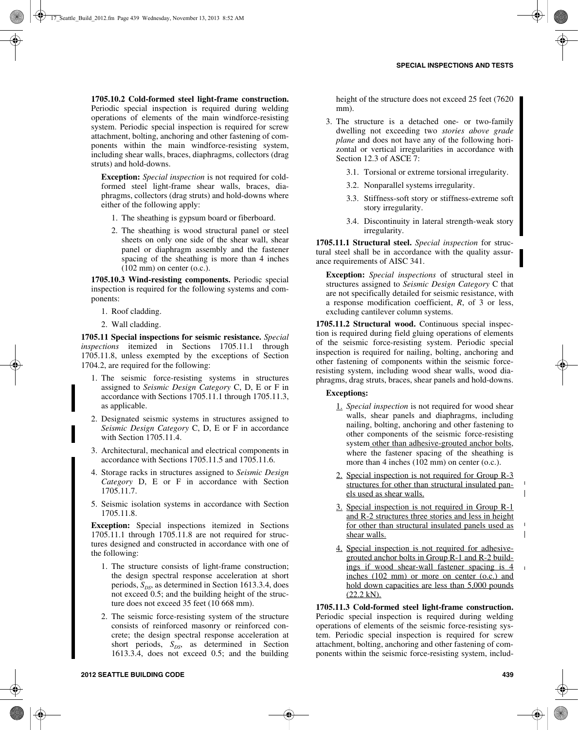**1705.10.2 Cold-formed steel light-frame construction.** Periodic special inspection is required during welding operations of elements of the main windforce-resisting system. Periodic special inspection is required for screw attachment, bolting, anchoring and other fastening of components within the main windforce-resisting system, including shear walls, braces, diaphragms, collectors (drag struts) and hold-downs.

**Exception:** *Special inspection* is not required for cold-formed steel light-frame shear walls, braces, diaphragms, collectors (drag struts) and hold-downs where either of the following apply:

1. The sheathing is gypsum board or fiberboard.
2. The sheathing is wood structural panel or steel sheets on only one side of the shear wall, shear panel or diaphragm assembly and the fastener spacing of the sheathing is more than 4 inches (102 mm) on center (o.c.).

**1705.10.3 Wind-resisting components.** Periodic special inspection is required for the following systems and components:

1. Roof cladding.
2. Wall cladding.

**1705.11 Special inspections for seismic resistance.** *Special inspections* itemized in Sections 1705.11.1 through 1705.11.8, unless exempted by the exceptions of Section 1704.2, are required for the following:

1. The seismic force-resisting systems in structures assigned to *Seismic Design Category* C, D, E or F in accordance with Sections 1705.11.1 through 1705.11.3, as applicable.
2. Designated seismic systems in structures assigned to *Seismic Design Category* C, D, E or F in accordance with Section 1705.11.4.
3. Architectural, mechanical and electrical components in accordance with Sections 1705.11.5 and 1705.11.6.
4. Storage racks in structures assigned to *Seismic Design Category* D, E or F in accordance with Section 1705.11.7.
5. Seismic isolation systems in accordance with Section 1705.11.8.

**Exception:** Special inspections itemized in Sections 1705.11.1 through 1705.11.8 are not required for structures designed and constructed in accordance with one of the following:

1. The structure consists of light-frame construction; the design spectral response acceleration at short periods, $S_{DS}$, as determined in Section 1613.3.4, does not exceed 0.5; and the building height of the structure does not exceed 35 feet (10 668 mm).
2. The seismic force-resisting system of the structure consists of reinforced masonry or reinforced concrete; the design spectral response acceleration at short periods, $S_{DS}$, as determined in Section 1613.3.4, does not exceed 0.5; and the building height of the structure does not exceed 25 feet (7620 mm).
3. The structure is a detached one- or two-family dwelling not exceeding two *stories above grade plane* and does not have any of the following horizontal or vertical irregularities in accordance with Section 12.3 of ASCE 7:
   - 3.1. Torsional or extreme torsional irregularity.
   - 3.2. Nonparallel systems irregularity.
   - 3.3. Stiffness-soft story or stiffness-extreme soft story irregularity.
   - 3.4. Discontinuity in lateral strength-weak story irregularity.

**1705.11.1 Structural steel.** *Special inspection* for structural steel shall be in accordance with the quality assurance requirements of AISC 341.

**Exception:** *Special inspections* of structural steel in structures assigned to *Seismic Design Category* C that are not specifically detailed for seismic resistance, with a response modification coefficient, *R*, of 3 or less, excluding cantilever column systems.

**1705.11.2 Structural wood.** Continuous special inspection is required during field gluing operations of elements of the seismic force-resisting system. Periodic special inspection is required for nailing, bolting, anchoring and other fastening of components within the seismic force-resisting system, including wood shear walls, wood diaphragms, drag struts, braces, shear panels and hold-downs.

**Exceptions:**

1. *Special inspection* is not required for wood shear walls, shear panels and diaphragms, including nailing, bolting, anchoring and other fastening to other components of the seismic force-resisting system other than adhesive-grouted anchor bolts, where the fastener spacing of the sheathing is more than 4 inches (102 mm) on center (o.c.).
2. Special inspection is not required for Group R-3 structures for other than structural insulated panels used as shear walls.
3. Special inspection is not required in Group R-1 and R-2 structures three stories and less in height for other than structural insulated panels used as shear walls.
4. Special inspection is not required for adhesive-grouted anchor bolts in Group R-1 and R-2 buildings if wood shear-wall fastener spacing is 4 inches (102 mm) or more on center (o.c.) and hold down capacities are less than 5,000 pounds (22.2 kN).

**1705.11.3 Cold-formed steel light-frame construction.** Periodic special inspection is required during welding operations of elements of the seismic force-resisting system. Periodic special inspection is required for screw attachment, bolting, anchoring and other fastening of components within the seismic force-resisting system, includ-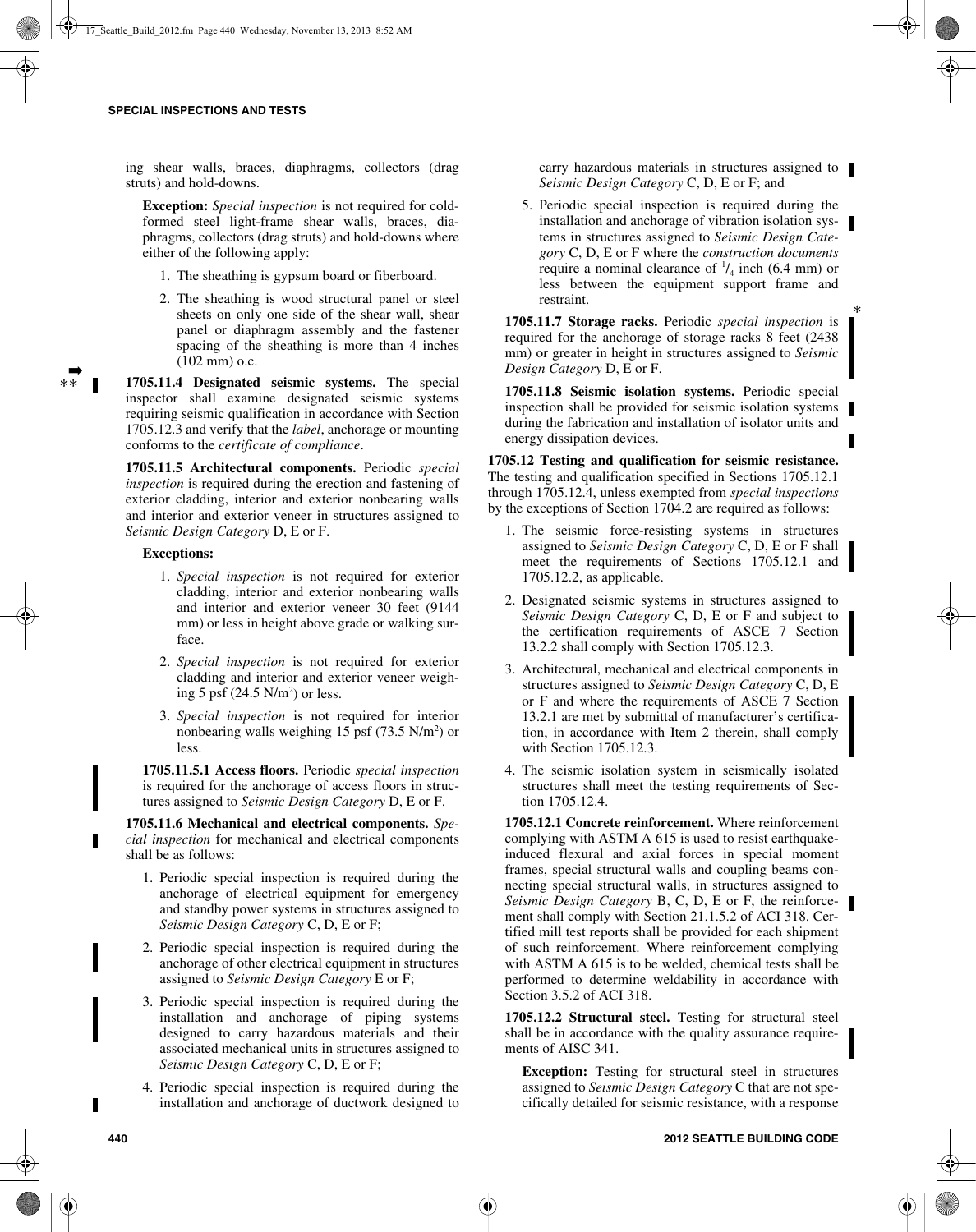ing shear walls, braces, diaphragms, collectors (drag struts) and hold-downs.

**Exception:** *Special inspection* is not required for cold-formed steel light-frame shear walls, braces, diaphragms, collectors (drag struts) and hold-downs where either of the following apply:

1. The sheathing is gypsum board or fiberboard.
2. The sheathing is wood structural panel or steel sheets on only one side of the shear wall, shear panel or diaphragm assembly and the fastener spacing of the sheathing is more than 4 inches (102 mm) o.c.

**1705.11.4 Designated seismic systems.** The special inspector shall examine designated seismic systems requiring seismic qualification in accordance with Section 1705.12.3 and verify that the *label*, anchorage or mounting conforms to the *certificate of compliance*.

**1705.11.5 Architectural components.** Periodic *special inspection* is required during the erection and fastening of exterior cladding, interior and exterior nonbearing walls and interior and exterior veneer in structures assigned to *Seismic Design Category* D, E or F.

**Exceptions:**

1. *Special inspection* is not required for exterior cladding, interior and exterior nonbearing walls and interior and exterior veneer 30 feet (9144 mm) or less in height above grade or walking surface.
2. *Special inspection* is not required for exterior cladding and interior and exterior veneer weighing 5 psf (24.5 N/m$^2$) or less.
3. *Special inspection* is not required for interior nonbearing walls weighing 15 psf (73.5 N/m$^2$) or less.

**1705.11.5.1 Access floors.** Periodic *special inspection* is required for the anchorage of access floors in structures assigned to *Seismic Design Category* D, E or F.

**1705.11.6 Mechanical and electrical components.** *Special inspection* for mechanical and electrical components shall be as follows:

1. Periodic special inspection is required during the anchorage of electrical equipment for emergency and standby power systems in structures assigned to *Seismic Design Category* C, D, E or F;
2. Periodic special inspection is required during the anchorage of other electrical equipment in structures assigned to *Seismic Design Category* E or F;
3. Periodic special inspection is required during the installation and anchorage of piping systems designed to carry hazardous materials and their associated mechanical units in structures assigned to *Seismic Design Category* C, D, E or F;
4. Periodic special inspection is required during the installation and anchorage of ductwork designed to carry hazardous materials in structures assigned to *Seismic Design Category* C, D, E or F; and
5. Periodic special inspection is required during the installation and anchorage of vibration isolation systems in structures assigned to *Seismic Design Category* C, D, E or F where the *construction documents* require a nominal clearance of $^1/_4$ inch (6.4 mm) or less between the equipment support frame and restraint.

**1705.11.7 Storage racks.** Periodic *special inspection* is required for the anchorage of storage racks 8 feet (2438 mm) or greater in height in structures assigned to *Seismic Design Category* D, E or F.

**1705.11.8 Seismic isolation systems.** Periodic special inspection shall be provided for seismic isolation systems during the fabrication and installation of isolator units and energy dissipation devices.

**1705.12 Testing and qualification for seismic resistance.** The testing and qualification specified in Sections 1705.12.1 through 1705.12.4, unless exempted from *special inspections* by the exceptions of Section 1704.2 are required as follows:

1. The seismic force-resisting systems in structures assigned to *Seismic Design Category* C, D, E or F shall meet the requirements of Sections 1705.12.1 and 1705.12.2, as applicable.
2. Designated seismic systems in structures assigned to *Seismic Design Category* C, D, E or F and subject to the certification requirements of ASCE 7 Section 13.2.2 shall comply with Section 1705.12.3.
3. Architectural, mechanical and electrical components in structures assigned to *Seismic Design Category* C, D, E or F and where the requirements of ASCE 7 Section 13.2.1 are met by submittal of manufacturer's certification, in accordance with Item 2 therein, shall comply with Section 1705.12.3.
4. The seismic isolation system in seismically isolated structures shall meet the testing requirements of Section 1705.12.4.

**1705.12.1 Concrete reinforcement.** Where reinforcement complying with ASTM A 615 is used to resist earthquake-induced flexural and axial forces in special moment frames, special structural walls and coupling beams connecting special structural walls, in structures assigned to *Seismic Design Category* B, C, D, E or F, the reinforcement shall comply with Section 21.1.5.2 of ACI 318. Certified mill test reports shall be provided for each shipment of such reinforcement. Where reinforcement complying with ASTM A 615 is to be welded, chemical tests shall be performed to determine weldability in accordance with Section 3.5.2 of ACI 318.

**1705.12.2 Structural steel.** Testing for structural steel shall be in accordance with the quality assurance requirements of AISC 341.

**Exception:** Testing for structural steel in structures assigned to *Seismic Design Category* C that are not specifically detailed for seismic resistance, with a response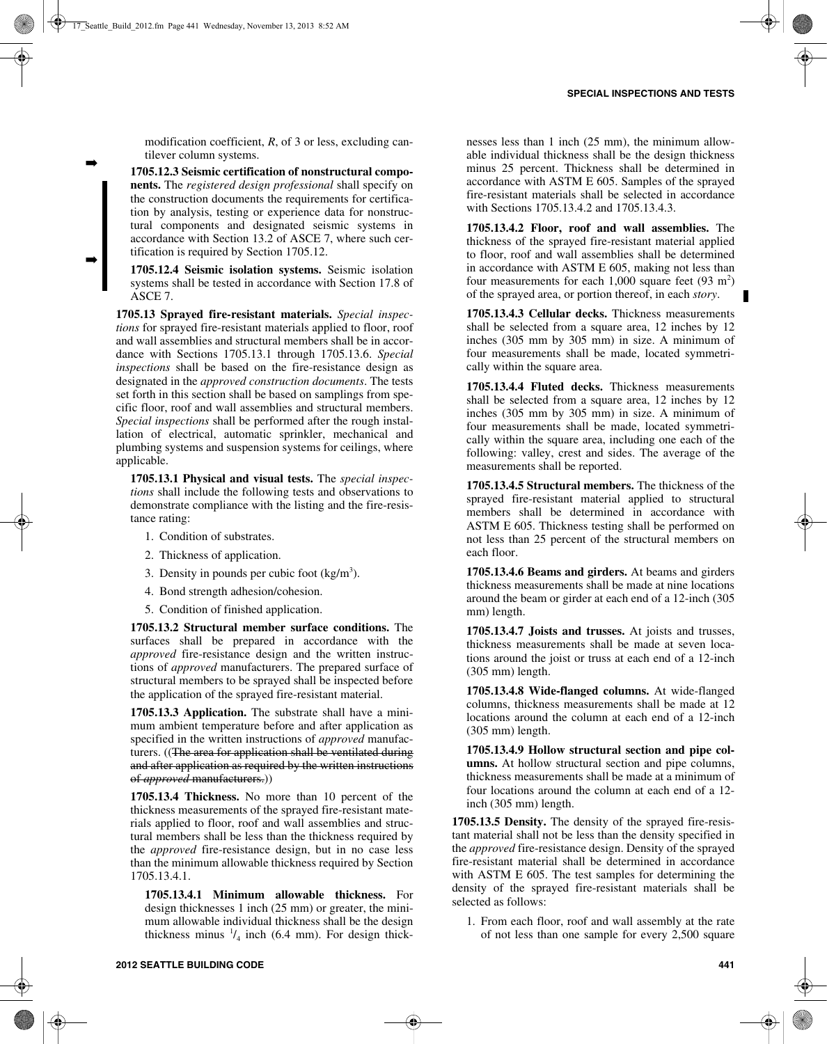modification coefficient, *R*, of 3 or less, excluding cantilever column systems.

**1705.12.3 Seismic certification of nonstructural components.** The *registered design professional* shall specify on the construction documents the requirements for certification by analysis, testing or experience data for nonstructural components and designated seismic systems in accordance with Section 13.2 of ASCE 7, where such certification is required by Section 1705.12.

**1705.12.4 Seismic isolation systems.** Seismic isolation systems shall be tested in accordance with Section 17.8 of ASCE 7.

**1705.13 Sprayed fire-resistant materials.** *Special inspections* for sprayed fire-resistant materials applied to floor, roof and wall assemblies and structural members shall be in accordance with Sections 1705.13.1 through 1705.13.6. *Special inspections* shall be based on the fire-resistance design as designated in the *approved construction documents*. The tests set forth in this section shall be based on samplings from specific floor, roof and wall assemblies and structural members. *Special inspections* shall be performed after the rough installation of electrical, automatic sprinkler, mechanical and plumbing systems and suspension systems for ceilings, where applicable.

**1705.13.1 Physical and visual tests.** The *special inspections* shall include the following tests and observations to demonstrate compliance with the listing and the fire-resistance rating:

1. Condition of substrates.
2. Thickness of application.
3. Density in pounds per cubic foot ($kg/m^3$).
4. Bond strength adhesion/cohesion.
5. Condition of finished application.

**1705.13.2 Structural member surface conditions.** The surfaces shall be prepared in accordance with the *approved* fire-resistance design and the written instructions of *approved* manufacturers. The prepared surface of structural members to be sprayed shall be inspected before the application of the sprayed fire-resistant material.

**1705.13.3 Application.** The substrate shall have a minimum ambient temperature before and after application as specified in the written instructions of *approved* manufacturers. ((~~The area for application shall be ventilated during and after application as required by the written instructions of *approved* manufacturers.~~))

**1705.13.4 Thickness.** No more than 10 percent of the thickness measurements of the sprayed fire-resistant materials applied to floor, roof and wall assemblies and structural members shall be less than the thickness required by the *approved* fire-resistance design, but in no case less than the minimum allowable thickness required by Section 1705.13.4.1.

**1705.13.4.1 Minimum allowable thickness.** For design thicknesses 1 inch (25 mm) or greater, the minimum allowable individual thickness shall be the design thickness minus $^{1}/_{4}$ inch (6.4 mm). For design thicknesses less than 1 inch (25 mm), the minimum allowable individual thickness shall be the design thickness minus 25 percent. Thickness shall be determined in accordance with ASTM E 605. Samples of the sprayed fire-resistant materials shall be selected in accordance with Sections 1705.13.4.2 and 1705.13.4.3.

**1705.13.4.2 Floor, roof and wall assemblies.** The thickness of the sprayed fire-resistant material applied to floor, roof and wall assemblies shall be determined in accordance with ASTM E 605, making not less than four measurements for each 1,000 square feet (93 $m^2$) of the sprayed area, or portion thereof, in each *story*.

**1705.13.4.3 Cellular decks.** Thickness measurements shall be selected from a square area, 12 inches by 12 inches (305 mm by 305 mm) in size. A minimum of four measurements shall be made, located symmetrically within the square area.

**1705.13.4.4 Fluted decks.** Thickness measurements shall be selected from a square area, 12 inches by 12 inches (305 mm by 305 mm) in size. A minimum of four measurements shall be made, located symmetrically within the square area, including one each of the following: valley, crest and sides. The average of the measurements shall be reported.

**1705.13.4.5 Structural members.** The thickness of the sprayed fire-resistant material applied to structural members shall be determined in accordance with ASTM E 605. Thickness testing shall be performed on not less than 25 percent of the structural members on each floor.

**1705.13.4.6 Beams and girders.** At beams and girders thickness measurements shall be made at nine locations around the beam or girder at each end of a 12-inch (305 mm) length.

**1705.13.4.7 Joists and trusses.** At joists and trusses, thickness measurements shall be made at seven locations around the joist or truss at each end of a 12-inch (305 mm) length.

**1705.13.4.8 Wide-flanged columns.** At wide-flanged columns, thickness measurements shall be made at 12 locations around the column at each end of a 12-inch (305 mm) length.

**1705.13.4.9 Hollow structural section and pipe columns.** At hollow structural section and pipe columns, thickness measurements shall be made at a minimum of four locations around the column at each end of a 12-inch (305 mm) length.

**1705.13.5 Density.** The density of the sprayed fire-resistant material shall not be less than the density specified in the *approved* fire-resistance design. Density of the sprayed fire-resistant material shall be determined in accordance with ASTM E 605. The test samples for determining the density of the sprayed fire-resistant materials shall be selected as follows:

1. From each floor, roof and wall assembly at the rate of not less than one sample for every 2,500 square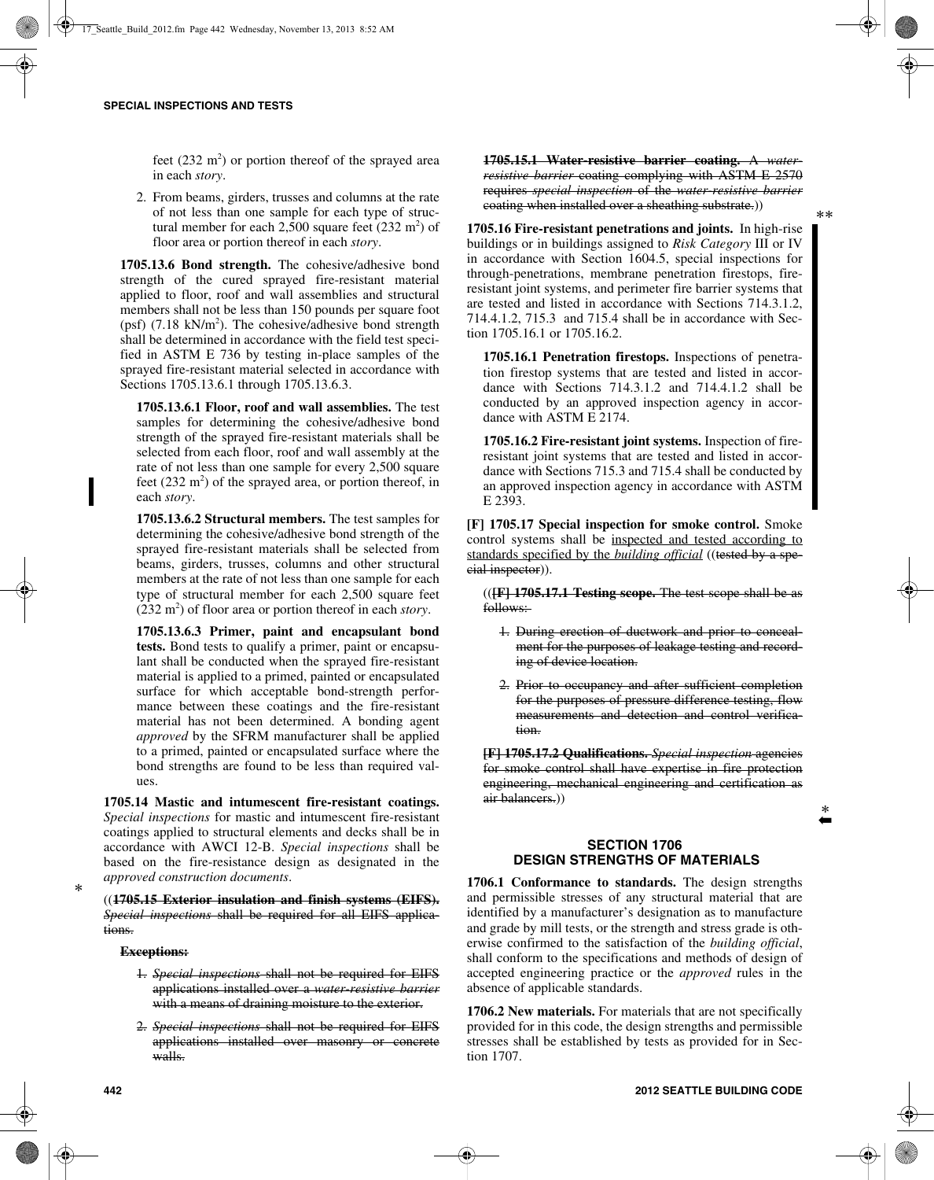feet (232 m²) or portion thereof of the sprayed area in each *story*.

2. From beams, girders, trusses and columns at the rate of not less than one sample for each type of structural member for each 2,500 square feet (232 m²) of floor area or portion thereof in each *story*.

**1705.13.6 Bond strength.** The cohesive/adhesive bond strength of the cured sprayed fire-resistant material applied to floor, roof and wall assemblies and structural members shall not be less than 150 pounds per square foot (psf) (7.18 kN/m²). The cohesive/adhesive bond strength shall be determined in accordance with the field test specified in ASTM E 736 by testing in-place samples of the sprayed fire-resistant material selected in accordance with Sections 1705.13.6.1 through 1705.13.6.3.

**1705.13.6.1 Floor, roof and wall assemblies.** The test samples for determining the cohesive/adhesive bond strength of the sprayed fire-resistant materials shall be selected from each floor, roof and wall assembly at the rate of not less than one sample for every 2,500 square feet (232 m²) of the sprayed area, or portion thereof, in each *story*.

**1705.13.6.2 Structural members.** The test samples for determining the cohesive/adhesive bond strength of the sprayed fire-resistant materials shall be selected from beams, girders, trusses, columns and other structural members at the rate of not less than one sample for each type of structural member for each 2,500 square feet (232 m²) of floor area or portion thereof in each *story*.

**1705.13.6.3 Primer, paint and encapsulant bond tests.** Bond tests to qualify a primer, paint or encapsulant shall be conducted when the sprayed fire-resistant material is applied to a primed, painted or encapsulated surface for which acceptable bond-strength performance between these coatings and the fire-resistant material has not been determined. A bonding agent *approved* by the SFRM manufacturer shall be applied to a primed, painted or encapsulated surface where the bond strengths are found to be less than required values.

**1705.14 Mastic and intumescent fire-resistant coatings.** *Special inspections* for mastic and intumescent fire-resistant coatings applied to structural elements and decks shall be in accordance with AWCI 12-B. *Special inspections* shall be based on the fire-resistance design as designated in the *approved construction documents*.

((~~**1705.15 Exterior insulation and finish systems (EIFS).**~~ ~~*Special inspections* shall be required for all EIFS applications.~~

~~**Exceptions:**~~

1. ~~*Special inspections* shall not be required for EIFS applications installed over a *water-resistive barrier* with a means of draining moisture to the exterior.~~

2. ~~*Special inspections* shall not be required for EIFS applications installed over masonry or concrete walls.~~

~~**1705.15.1 Water-resistive barrier coating.**~~ ~~A *water-resistive barrier* coating complying with ASTM E 2570 requires *special inspection* of the *water-resistive barrier* coating when installed over a sheathing substrate.~~))

**1705.16 Fire-resistant penetrations and joints.** In high-rise buildings or in buildings assigned to *Risk Category* III or IV in accordance with Section 1604.5, special inspections for through-penetrations, membrane penetration firestops, fire-resistant joint systems, and perimeter fire barrier systems that are tested and listed in accordance with Sections 714.3.1.2, 714.4.1.2, 715.3 and 715.4 shall be in accordance with Section 1705.16.1 or 1705.16.2.

**1705.16.1 Penetration firestops.** Inspections of penetration firestop systems that are tested and listed in accordance with Sections 714.3.1.2 and 714.4.1.2 shall be conducted by an approved inspection agency in accordance with ASTM E 2174.

**1705.16.2 Fire-resistant joint systems.** Inspection of fire-resistant joint systems that are tested and listed in accordance with Sections 715.3 and 715.4 shall be conducted by an approved inspection agency in accordance with ASTM E 2393.

**[F] 1705.17 Special inspection for smoke control.** Smoke control systems shall be <u>inspected and tested according to standards specified by the *building official*</u> ((~~tested by a special inspector~~)).

((~~**[F] 1705.17.1 Testing scope.** The test scope shall be as follows:~~

1. ~~During erection of ductwork and prior to concealment for the purposes of leakage testing and recording of device location.~~

2. ~~Prior to occupancy and after sufficient completion for the purposes of pressure difference testing, flow measurements and detection and control verification.~~

~~**[F] 1705.17.2 Qualifications.** *Special inspection* agencies for smoke control shall have expertise in fire protection engineering, mechanical engineering and certification as air balancers.~~))

## SECTION 1706
## DESIGN STRENGTHS OF MATERIALS

**1706.1 Conformance to standards.** The design strengths and permissible stresses of any structural material that are identified by a manufacturer's designation as to manufacture and grade by mill tests, or the strength and stress grade is otherwise confirmed to the satisfaction of the *building official*, shall conform to the specifications and methods of design of accepted engineering practice or the *approved* rules in the absence of applicable standards.

**1706.2 New materials.** For materials that are not specifically provided for in this code, the design strengths and permissible stresses shall be established by tests as provided for in Section 1707.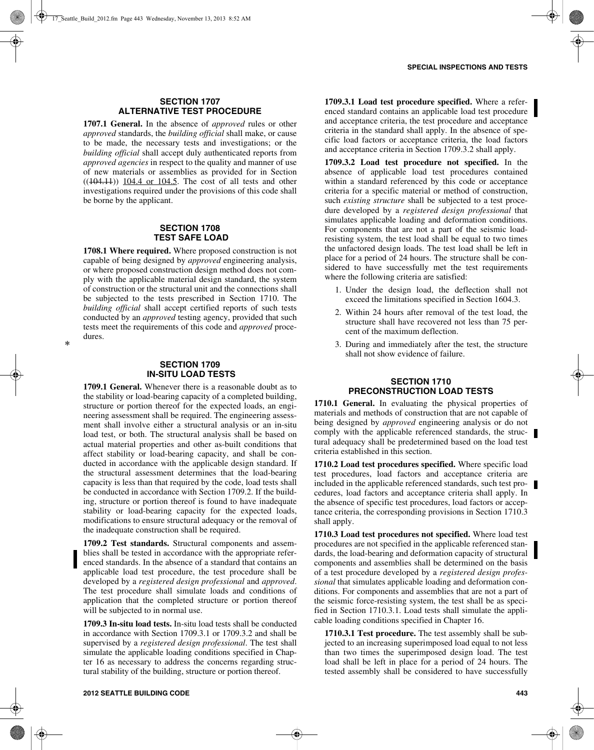## SECTION 1707 ALTERNATIVE TEST PROCEDURE

**1707.1 General.** In the absence of *approved* rules or other *approved* standards, the *building official* shall make, or cause to be made, the necessary tests and investigations; or the *building official* shall accept duly authenticated reports from *approved agencies* in respect to the quality and manner of use of new materials or assemblies as provided for in Section ((~~104.11~~)) 104.4 or 104.5. The cost of all tests and other investigations required under the provisions of this code shall be borne by the applicant.

## SECTION 1708 TEST SAFE LOAD

**1708.1 Where required.** Where proposed construction is not capable of being designed by *approved* engineering analysis, or where proposed construction design method does not comply with the applicable material design standard, the system of construction or the structural unit and the connections shall be subjected to the tests prescribed in Section 1710. The *building official* shall accept certified reports of such tests conducted by an *approved* testing agency, provided that such tests meet the requirements of this code and *approved* procedures.

## SECTION 1709 IN-SITU LOAD TESTS

**1709.1 General.** Whenever there is a reasonable doubt as to the stability or load-bearing capacity of a completed building, structure or portion thereof for the expected loads, an engineering assessment shall be required. The engineering assessment shall involve either a structural analysis or an in-situ load test, or both. The structural analysis shall be based on actual material properties and other as-built conditions that affect stability or load-bearing capacity, and shall be conducted in accordance with the applicable design standard. If the structural assessment determines that the load-bearing capacity is less than that required by the code, load tests shall be conducted in accordance with Section 1709.2. If the building, structure or portion thereof is found to have inadequate stability or load-bearing capacity for the expected loads, modifications to ensure structural adequacy or the removal of the inadequate construction shall be required.

**1709.2 Test standards.** Structural components and assemblies shall be tested in accordance with the appropriate referenced standards. In the absence of a standard that contains an applicable load test procedure, the test procedure shall be developed by a *registered design professional* and *approved*. The test procedure shall simulate loads and conditions of application that the completed structure or portion thereof will be subjected to in normal use.

**1709.3 In-situ load tests.** In-situ load tests shall be conducted in accordance with Section 1709.3.1 or 1709.3.2 and shall be supervised by a *registered design professional*. The test shall simulate the applicable loading conditions specified in Chapter 16 as necessary to address the concerns regarding structural stability of the building, structure or portion thereof.

**1709.3.1 Load test procedure specified.** Where a referenced standard contains an applicable load test procedure and acceptance criteria, the test procedure and acceptance criteria in the standard shall apply. In the absence of specific load factors or acceptance criteria, the load factors and acceptance criteria in Section 1709.3.2 shall apply.

**1709.3.2 Load test procedure not specified.** In the absence of applicable load test procedures contained within a standard referenced by this code or acceptance criteria for a specific material or method of construction, such *existing structure* shall be subjected to a test procedure developed by a *registered design professional* that simulates applicable loading and deformation conditions. For components that are not a part of the seismic load-resisting system, the test load shall be equal to two times the unfactored design loads. The test load shall be left in place for a period of 24 hours. The structure shall be considered to have successfully met the test requirements where the following criteria are satisfied:

1. Under the design load, the deflection shall not exceed the limitations specified in Section 1604.3.
2. Within 24 hours after removal of the test load, the structure shall have recovered not less than 75 percent of the maximum deflection.
3. During and immediately after the test, the structure shall not show evidence of failure.

## SECTION 1710 PRECONSTRUCTION LOAD TESTS

**1710.1 General.** In evaluating the physical properties of materials and methods of construction that are not capable of being designed by *approved* engineering analysis or do not comply with the applicable referenced standards, the structural adequacy shall be predetermined based on the load test criteria established in this section.

**1710.2 Load test procedures specified.** Where specific load test procedures, load factors and acceptance criteria are included in the applicable referenced standards, such test procedures, load factors and acceptance criteria shall apply. In the absence of specific test procedures, load factors or acceptance criteria, the corresponding provisions in Section 1710.3 shall apply.

**1710.3 Load test procedures not specified.** Where load test procedures are not specified in the applicable referenced standards, the load-bearing and deformation capacity of structural components and assemblies shall be determined on the basis of a test procedure developed by a *registered design professional* that simulates applicable loading and deformation conditions. For components and assemblies that are not a part of the seismic force-resisting system, the test shall be as specified in Section 1710.3.1. Load tests shall simulate the applicable loading conditions specified in Chapter 16.

**1710.3.1 Test procedure.** The test assembly shall be subjected to an increasing superimposed load equal to not less than two times the superimposed design load. The test load shall be left in place for a period of 24 hours. The tested assembly shall be considered to have successfully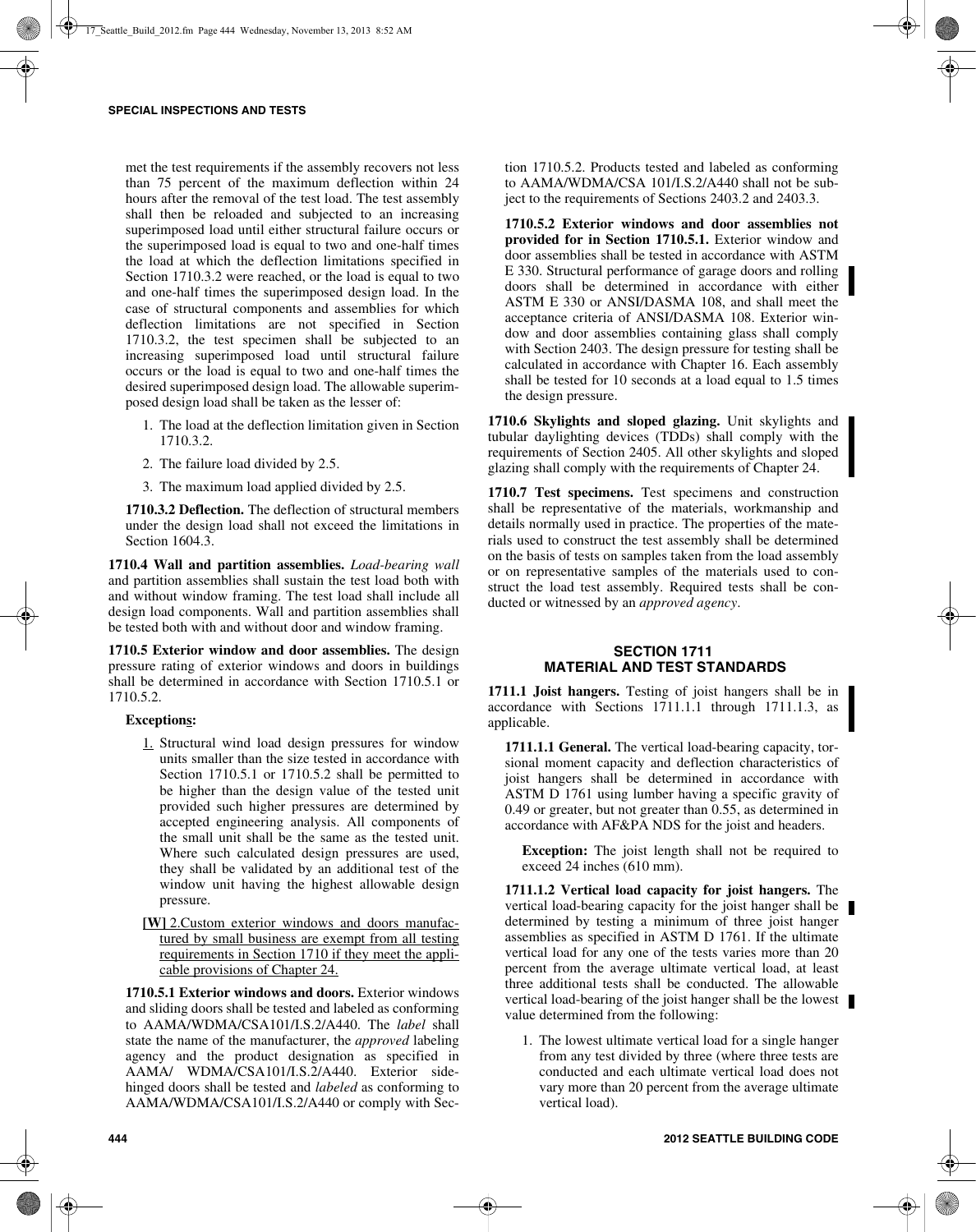met the test requirements if the assembly recovers not less than 75 percent of the maximum deflection within 24 hours after the removal of the test load. The test assembly shall then be reloaded and subjected to an increasing superimposed load until either structural failure occurs or the superimposed load is equal to two and one-half times the load at which the deflection limitations specified in Section 1710.3.2 were reached, or the load is equal to two and one-half times the superimposed design load. In the case of structural components and assemblies for which deflection limitations are not specified in Section 1710.3.2, the test specimen shall be subjected to an increasing superimposed load until structural failure occurs or the load is equal to two and one-half times the desired superimposed design load. The allowable superimposed design load shall be taken as the lesser of:

1. The load at the deflection limitation given in Section 1710.3.2.
2. The failure load divided by 2.5.
3. The maximum load applied divided by 2.5.

**1710.3.2 Deflection.** The deflection of structural members under the design load shall not exceed the limitations in Section 1604.3.

**1710.4 Wall and partition assemblies.** *Load-bearing wall* and partition assemblies shall sustain the test load both with and without window framing. The test load shall include all design load components. Wall and partition assemblies shall be tested both with and without door and window framing.

**1710.5 Exterior window and door assemblies.** The design pressure rating of exterior windows and doors in buildings shall be determined in accordance with Section 1710.5.1 or 1710.5.2.

**Exceptions:**

1. Structural wind load design pressures for window units smaller than the size tested in accordance with Section 1710.5.1 or 1710.5.2 shall be permitted to be higher than the design value of the tested unit provided such higher pressures are determined by accepted engineering analysis. All components of the small unit shall be the same as the tested unit. Where such calculated design pressures are used, they shall be validated by an additional test of the window unit having the highest allowable design pressure.

**[W]** 2. Custom exterior windows and doors manufactured by small business are exempt from all testing requirements in Section 1710 if they meet the applicable provisions of Chapter 24.

**1710.5.1 Exterior windows and doors.** Exterior windows and sliding doors shall be tested and labeled as conforming to AAMA/WDMA/CSA101/I.S.2/A440. The *label* shall state the name of the manufacturer, the *approved* labeling agency and the product designation as specified in AAMA/ WDMA/CSA101/I.S.2/A440. Exterior side-hinged doors shall be tested and *labeled* as conforming to AAMA/WDMA/CSA101/I.S.2/A440 or comply with Section 1710.5.2. Products tested and labeled as conforming to AAMA/WDMA/CSA 101/I.S.2/A440 shall not be subject to the requirements of Sections 2403.2 and 2403.3.

**1710.5.2 Exterior windows and door assemblies not provided for in Section 1710.5.1.** Exterior window and door assemblies shall be tested in accordance with ASTM E 330. Structural performance of garage doors and rolling doors shall be determined in accordance with either ASTM E 330 or ANSI/DASMA 108, and shall meet the acceptance criteria of ANSI/DASMA 108. Exterior window and door assemblies containing glass shall comply with Section 2403. The design pressure for testing shall be calculated in accordance with Chapter 16. Each assembly shall be tested for 10 seconds at a load equal to 1.5 times the design pressure.

**1710.6 Skylights and sloped glazing.** Unit skylights and tubular daylighting devices (TDDs) shall comply with the requirements of Section 2405. All other skylights and sloped glazing shall comply with the requirements of Chapter 24.

**1710.7 Test specimens.** Test specimens and construction shall be representative of the materials, workmanship and details normally used in practice. The properties of the materials used to construct the test assembly shall be determined on the basis of tests on samples taken from the load assembly or on representative samples of the materials used to construct the load test assembly. Required tests shall be conducted or witnessed by an *approved agency*.

## SECTION 1711 MATERIAL AND TEST STANDARDS

**1711.1 Joist hangers.** Testing of joist hangers shall be in accordance with Sections 1711.1.1 through 1711.1.3, as applicable.

**1711.1.1 General.** The vertical load-bearing capacity, torsional moment capacity and deflection characteristics of joist hangers shall be determined in accordance with ASTM D 1761 using lumber having a specific gravity of 0.49 or greater, but not greater than 0.55, as determined in accordance with AF&PA NDS for the joist and headers.

**Exception:** The joist length shall not be required to exceed 24 inches (610 mm).

**1711.1.2 Vertical load capacity for joist hangers.** The vertical load-bearing capacity for the joist hanger shall be determined by testing a minimum of three joist hanger assemblies as specified in ASTM D 1761. If the ultimate vertical load for any one of the tests varies more than 20 percent from the average ultimate vertical load, at least three additional tests shall be conducted. The allowable vertical load-bearing of the joist hanger shall be the lowest value determined from the following:

1. The lowest ultimate vertical load for a single hanger from any test divided by three (where three tests are conducted and each ultimate vertical load does not vary more than 20 percent from the average ultimate vertical load).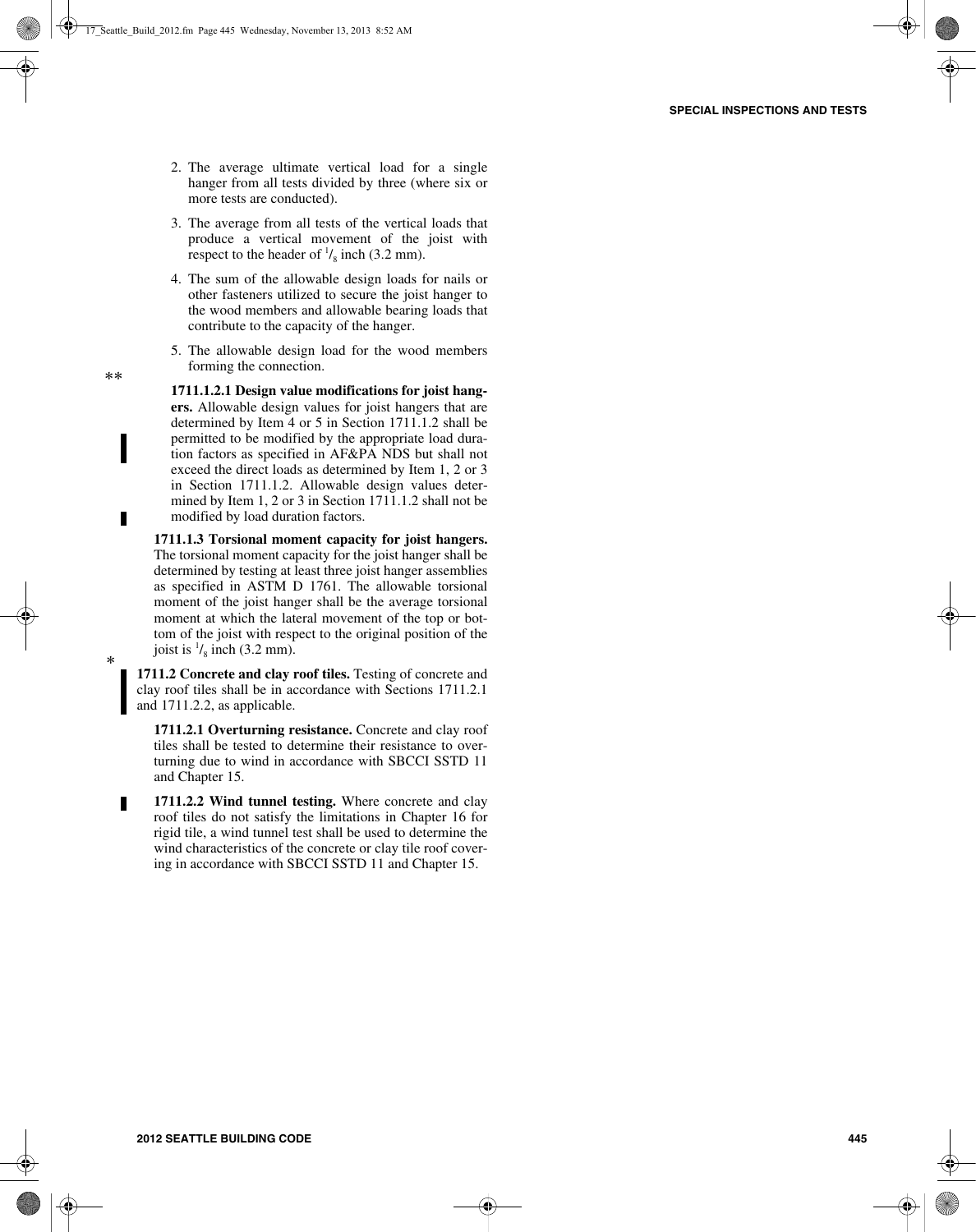2. The average ultimate vertical load for a single hanger from all tests divided by three (where six or more tests are conducted).

3. The average from all tests of the vertical loads that produce a vertical movement of the joist with respect to the header of $^1/_8$ inch (3.2 mm).

4. The sum of the allowable design loads for nails or other fasteners utilized to secure the joist hanger to the wood members and allowable bearing loads that contribute to the capacity of the hanger.

5. The allowable design load for the wood members forming the connection.

**

**1711.1.2.1 Design value modifications for joist hangers.** Allowable design values for joist hangers that are determined by Item 4 or 5 in Section 1711.1.2 shall be permitted to be modified by the appropriate load duration factors as specified in AF&PA NDS but shall not exceed the direct loads as determined by Item 1, 2 or 3 in Section 1711.1.2. Allowable design values determined by Item 1, 2 or 3 in Section 1711.1.2 shall not be modified by load duration factors.

**1711.1.3 Torsional moment capacity for joist hangers.** The torsional moment capacity for the joist hanger shall be determined by testing at least three joist hanger assemblies as specified in ASTM D 1761. The allowable torsional moment of the joist hanger shall be the average torsional moment at which the lateral movement of the top or bottom of the joist with respect to the original position of the joist is $^1/_8$ inch (3.2 mm).

*

**1711.2 Concrete and clay roof tiles.** Testing of concrete and clay roof tiles shall be in accordance with Sections 1711.2.1 and 1711.2.2, as applicable.

**1711.2.1 Overturning resistance.** Concrete and clay roof tiles shall be tested to determine their resistance to overturning due to wind in accordance with SBCCI SSTD 11 and Chapter 15.

**1711.2.2 Wind tunnel testing.** Where concrete and clay roof tiles do not satisfy the limitations in Chapter 16 for rigid tile, a wind tunnel test shall be used to determine the wind characteristics of the concrete or clay tile roof covering in accordance with SBCCI SSTD 11 and Chapter 15.